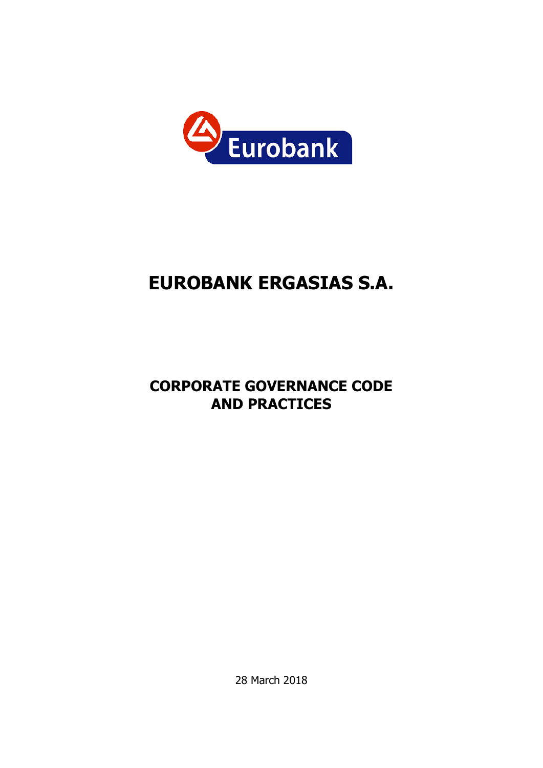Eurobank

# EUROBANK ERGASIAS S.A.

## CORPORATE GOVERNANCE CODE AND PRACTICES

28 March 2018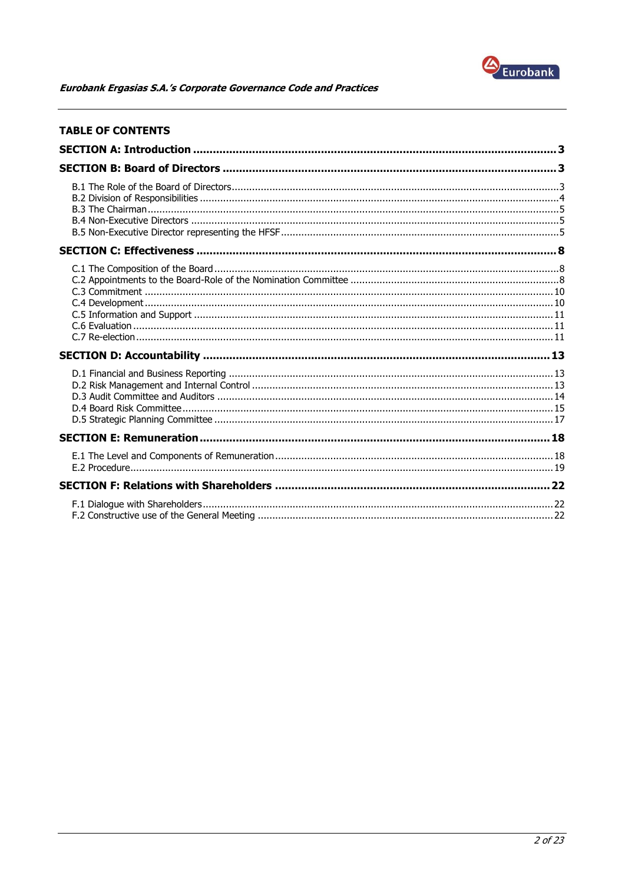## TABLE OF CONTENTS

**SECTION A: Introduction** ........ **3**

**SECTION B: Board of Directors** ........ **3**

- B.1 The Role of the Board of Directors ........ 3
- B.2 Division of Responsibilities ........ 4
- B.3 The Chairman ........ 5
- B.4 Non-Executive Directors ........ 5
- B.5 Non-Executive Director representing the HFSF ........ 5

**SECTION C: Effectiveness** ........ **8**

- C.1 The Composition of the Board ........ 8
- C.2 Appointments to the Board-Role of the Nomination Committee ........ 8
- C.3 Commitment ........ 10
- C.4 Development ........ 10
- C.5 Information and Support ........ 11
- C.6 Evaluation ........ 11
- C.7 Re-election ........ 11

**SECTION D: Accountability** ........ **13**

- D.1 Financial and Business Reporting ........ 13
- D.2 Risk Management and Internal Control ........ 13
- D.3 Audit Committee and Auditors ........ 14
- D.4 Board Risk Committee ........ 15
- D.5 Strategic Planning Committee ........ 17

**SECTION E: Remuneration** ........ **18**

- E.1 The Level and Components of Remuneration ........ 18
- E.2 Procedure ........ 19

**SECTION F: Relations with Shareholders** ........ **22**

- F.1 Dialogue with Shareholders ........ 22
- F.2 Constructive use of the General Meeting ........ 22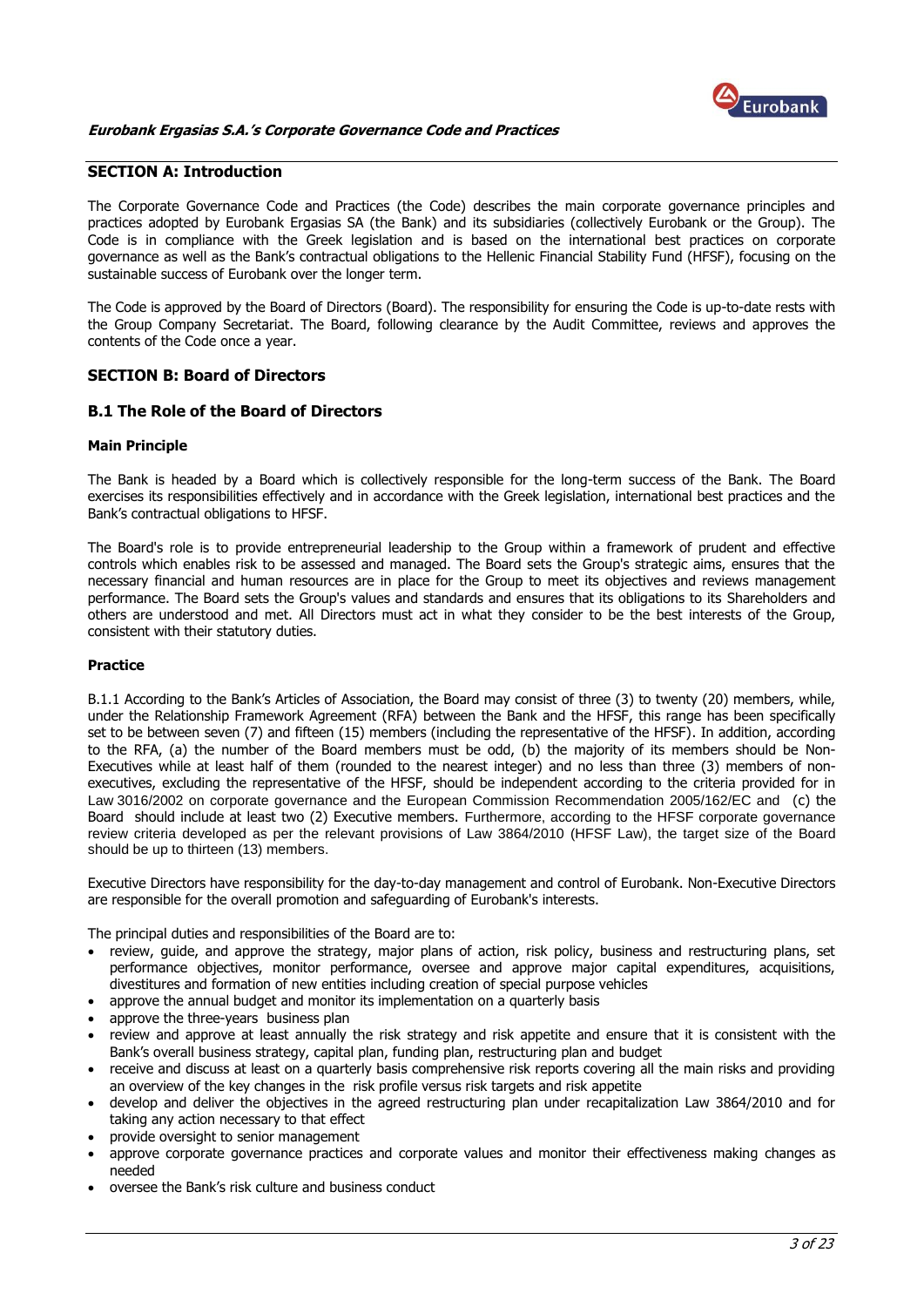## SECTION A: Introduction

The Corporate Governance Code and Practices (the Code) describes the main corporate governance principles and practices adopted by Eurobank Ergasias SA (the Bank) and its subsidiaries (collectively Eurobank or the Group). The Code is in compliance with the Greek legislation and is based on the international best practices on corporate governance as well as the Bank's contractual obligations to the Hellenic Financial Stability Fund (HFSF), focusing on the sustainable success of Eurobank over the longer term.

The Code is approved by the Board of Directors (Board). The responsibility for ensuring the Code is up-to-date rests with the Group Company Secretariat. The Board, following clearance by the Audit Committee, reviews and approves the contents of the Code once a year.

## SECTION B: Board of Directors

### B.1 The Role of the Board of Directors

#### Main Principle

The Bank is headed by a Board which is collectively responsible for the long-term success of the Bank. The Board exercises its responsibilities effectively and in accordance with the Greek legislation, international best practices and the Bank's contractual obligations to HFSF.

The Board's role is to provide entrepreneurial leadership to the Group within a framework of prudent and effective controls which enables risk to be assessed and managed. The Board sets the Group's strategic aims, ensures that the necessary financial and human resources are in place for the Group to meet its objectives and reviews management performance. The Board sets the Group's values and standards and ensures that its obligations to its Shareholders and others are understood and met. All Directors must act in what they consider to be the best interests of the Group, consistent with their statutory duties.

#### Practice

B.1.1 According to the Bank's Articles of Association, the Board may consist of three (3) to twenty (20) members, while, under the Relationship Framework Agreement (RFA) between the Bank and the HFSF, this range has been specifically set to be between seven (7) and fifteen (15) members (including the representative of the HFSF). In addition, according to the RFA, (a) the number of the Board members must be odd, (b) the majority of its members should be Non-Executives while at least half of them (rounded to the nearest integer) and no less than three (3) members of non-executives, excluding the representative of the HFSF, should be independent according to the criteria provided for in Law 3016/2002 on corporate governance and the European Commission Recommendation 2005/162/EC and (c) the Board should include at least two (2) Executive members. Furthermore, according to the HFSF corporate governance review criteria developed as per the relevant provisions of Law 3864/2010 (HFSF Law), the target size of the Board should be up to thirteen (13) members.

Executive Directors have responsibility for the day-to-day management and control of Eurobank. Non-Executive Directors are responsible for the overall promotion and safeguarding of Eurobank's interests.

The principal duties and responsibilities of the Board are to:

- review, guide, and approve the strategy, major plans of action, risk policy, business and restructuring plans, set performance objectives, monitor performance, oversee and approve major capital expenditures, acquisitions, divestitures and formation of new entities including creation of special purpose vehicles
- approve the annual budget and monitor its implementation on a quarterly basis
- approve the three-years business plan
- review and approve at least annually the risk strategy and risk appetite and ensure that it is consistent with the Bank's overall business strategy, capital plan, funding plan, restructuring plan and budget
- receive and discuss at least on a quarterly basis comprehensive risk reports covering all the main risks and providing an overview of the key changes in the risk profile versus risk targets and risk appetite
- develop and deliver the objectives in the agreed restructuring plan under recapitalization Law 3864/2010 and for taking any action necessary to that effect
- provide oversight to senior management
- approve corporate governance practices and corporate values and monitor their effectiveness making changes as needed
- oversee the Bank's risk culture and business conduct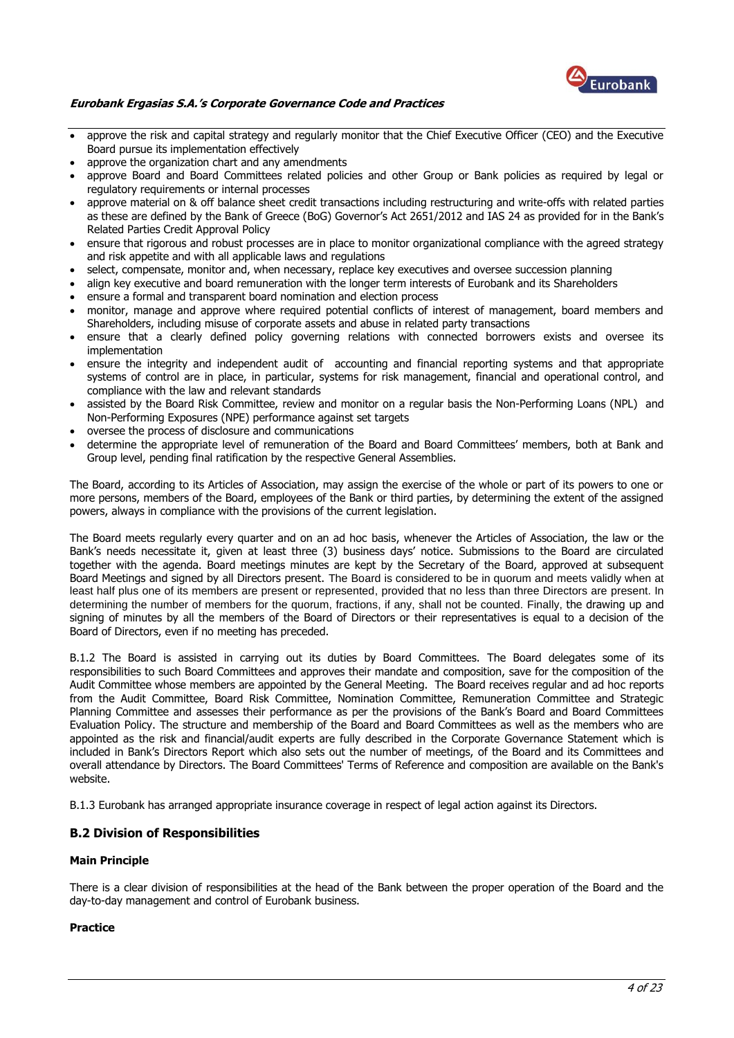- approve the risk and capital strategy and regularly monitor that the Chief Executive Officer (CEO) and the Executive Board pursue its implementation effectively
- approve the organization chart and any amendments
- approve Board and Board Committees related policies and other Group or Bank policies as required by legal or regulatory requirements or internal processes
- approve material on & off balance sheet credit transactions including restructuring and write-offs with related parties as these are defined by the Bank of Greece (BoG) Governor's Act 2651/2012 and IAS 24 as provided for in the Bank's Related Parties Credit Approval Policy
- ensure that rigorous and robust processes are in place to monitor organizational compliance with the agreed strategy and risk appetite and with all applicable laws and regulations
- select, compensate, monitor and, when necessary, replace key executives and oversee succession planning
- align key executive and board remuneration with the longer term interests of Eurobank and its Shareholders
- ensure a formal and transparent board nomination and election process
- monitor, manage and approve where required potential conflicts of interest of management, board members and Shareholders, including misuse of corporate assets and abuse in related party transactions
- ensure that a clearly defined policy governing relations with connected borrowers exists and oversee its implementation
- ensure the integrity and independent audit of accounting and financial reporting systems and that appropriate systems of control are in place, in particular, systems for risk management, financial and operational control, and compliance with the law and relevant standards
- assisted by the Board Risk Committee, review and monitor on a regular basis the Non-Performing Loans (NPL) and Non-Performing Exposures (NPE) performance against set targets
- oversee the process of disclosure and communications
- determine the appropriate level of remuneration of the Board and Board Committees' members, both at Bank and Group level, pending final ratification by the respective General Assemblies.

The Board, according to its Articles of Association, may assign the exercise of the whole or part of its powers to one or more persons, members of the Board, employees of the Bank or third parties, by determining the extent of the assigned powers, always in compliance with the provisions of the current legislation.

The Board meets regularly every quarter and on an ad hoc basis, whenever the Articles of Association, the law or the Bank's needs necessitate it, given at least three (3) business days' notice. Submissions to the Board are circulated together with the agenda. Board meetings minutes are kept by the Secretary of the Board, approved at subsequent Board Meetings and signed by all Directors present. The Board is considered to be in quorum and meets validly when at least half plus one of its members are present or represented, provided that no less than three Directors are present. In determining the number of members for the quorum, fractions, if any, shall not be counted. Finally, the drawing up and signing of minutes by all the members of the Board of Directors or their representatives is equal to a decision of the Board of Directors, even if no meeting has preceded.

B.1.2 The Board is assisted in carrying out its duties by Board Committees. The Board delegates some of its responsibilities to such Board Committees and approves their mandate and composition, save for the composition of the Audit Committee whose members are appointed by the General Meeting. The Board receives regular and ad hoc reports from the Audit Committee, Board Risk Committee, Nomination Committee, Remuneration Committee and Strategic Planning Committee and assesses their performance as per the provisions of the Bank's Board and Board Committees Evaluation Policy. The structure and membership of the Board and Board Committees as well as the members who are appointed as the risk and financial/audit experts are fully described in the Corporate Governance Statement which is included in Bank's Directors Report which also sets out the number of meetings, of the Board and its Committees and overall attendance by Directors. The Board Committees' Terms of Reference and composition are available on the Bank's website.

B.1.3 Eurobank has arranged appropriate insurance coverage in respect of legal action against its Directors.

### B.2 Division of Responsibilities

#### Main Principle

There is a clear division of responsibilities at the head of the Bank between the proper operation of the Board and the day-to-day management and control of Eurobank business.

#### Practice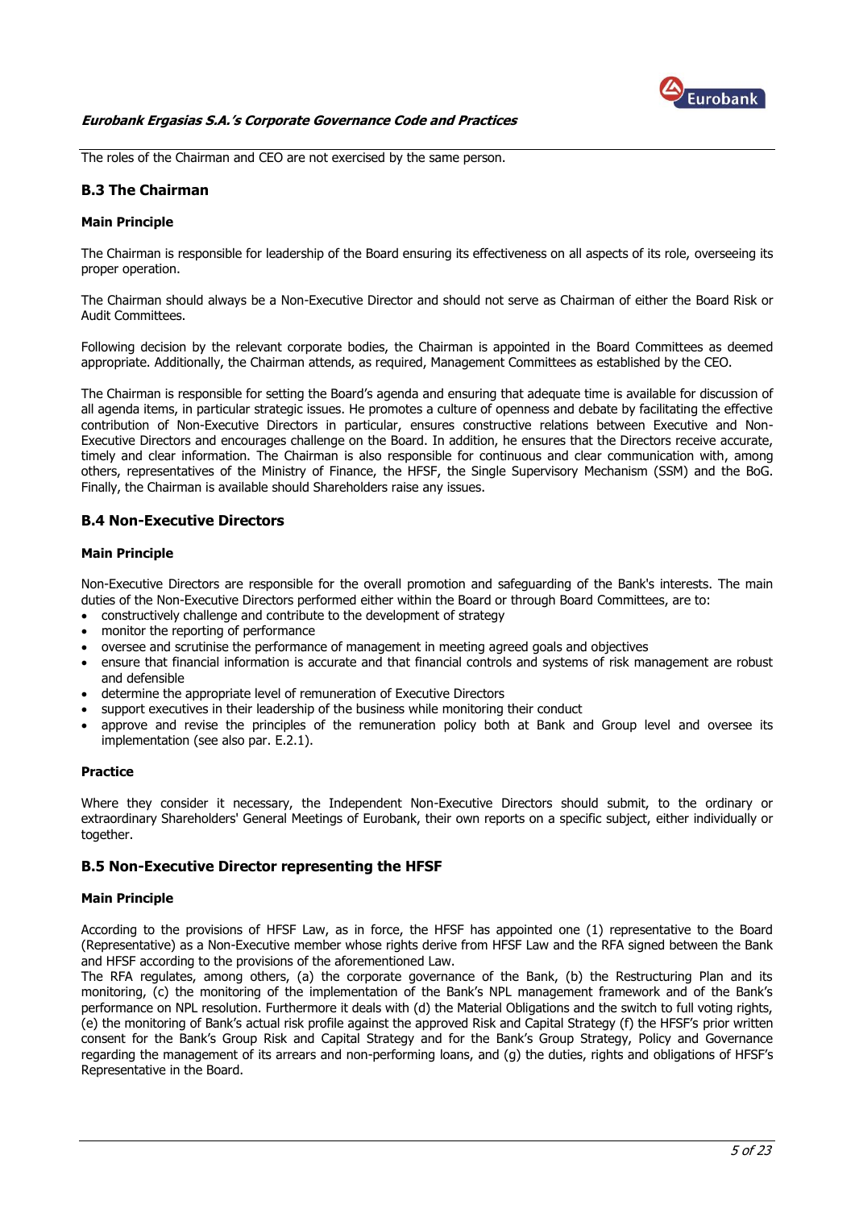The roles of the Chairman and CEO are not exercised by the same person.

## B.3 The Chairman

### Main Principle

The Chairman is responsible for leadership of the Board ensuring its effectiveness on all aspects of its role, overseeing its proper operation.

The Chairman should always be a Non-Executive Director and should not serve as Chairman of either the Board Risk or Audit Committees.

Following decision by the relevant corporate bodies, the Chairman is appointed in the Board Committees as deemed appropriate. Additionally, the Chairman attends, as required, Management Committees as established by the CEO.

The Chairman is responsible for setting the Board's agenda and ensuring that adequate time is available for discussion of all agenda items, in particular strategic issues. He promotes a culture of openness and debate by facilitating the effective contribution of Non-Executive Directors in particular, ensures constructive relations between Executive and Non-Executive Directors and encourages challenge on the Board. In addition, he ensures that the Directors receive accurate, timely and clear information. The Chairman is also responsible for continuous and clear communication with, among others, representatives of the Ministry of Finance, the HFSF, the Single Supervisory Mechanism (SSM) and the BoG. Finally, the Chairman is available should Shareholders raise any issues.

## B.4 Non-Executive Directors

### Main Principle

Non-Executive Directors are responsible for the overall promotion and safeguarding of the Bank's interests. The main duties of the Non-Executive Directors performed either within the Board or through Board Committees, are to:

- constructively challenge and contribute to the development of strategy
- monitor the reporting of performance
- oversee and scrutinise the performance of management in meeting agreed goals and objectives
- ensure that financial information is accurate and that financial controls and systems of risk management are robust and defensible
- determine the appropriate level of remuneration of Executive Directors
- support executives in their leadership of the business while monitoring their conduct
- approve and revise the principles of the remuneration policy both at Bank and Group level and oversee its implementation (see also par. E.2.1).

### Practice

Where they consider it necessary, the Independent Non-Executive Directors should submit, to the ordinary or extraordinary Shareholders' General Meetings of Eurobank, their own reports on a specific subject, either individually or together.

## B.5 Non-Executive Director representing the HFSF

### Main Principle

According to the provisions of HFSF Law, as in force, the HFSF has appointed one (1) representative to the Board (Representative) as a Non-Executive member whose rights derive from HFSF Law and the RFA signed between the Bank and HFSF according to the provisions of the aforementioned Law.

The RFA regulates, among others, (a) the corporate governance of the Bank, (b) the Restructuring Plan and its monitoring, (c) the monitoring of the implementation of the Bank's NPL management framework and of the Bank's performance on NPL resolution. Furthermore it deals with (d) the Material Obligations and the switch to full voting rights, (e) the monitoring of Bank's actual risk profile against the approved Risk and Capital Strategy (f) the HFSF's prior written consent for the Bank's Group Risk and Capital Strategy and for the Bank's Group Strategy, Policy and Governance regarding the management of its arrears and non-performing loans, and (g) the duties, rights and obligations of HFSF's Representative in the Board.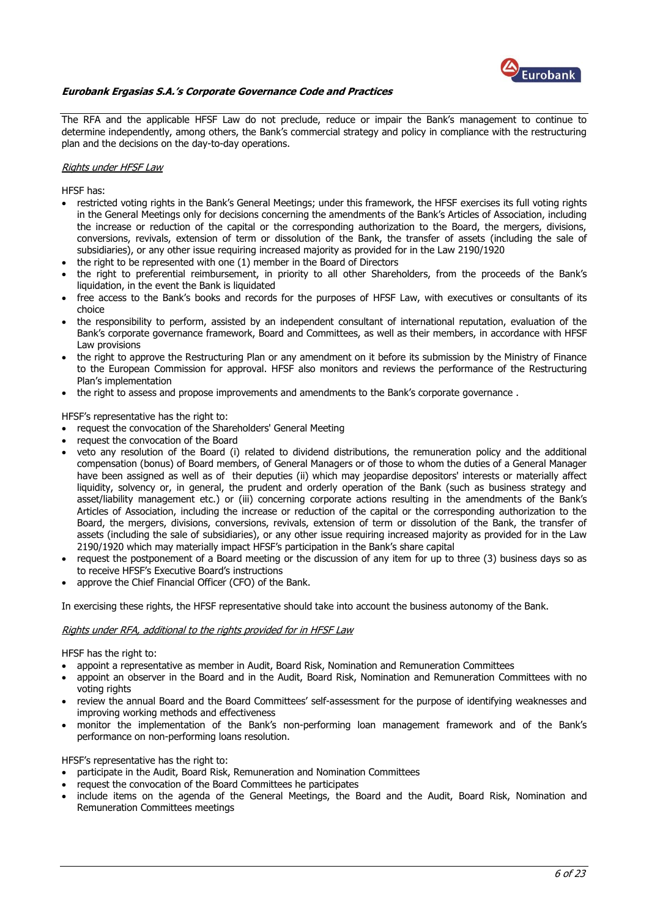The RFA and the applicable HFSF Law do not preclude, reduce or impair the Bank's management to continue to determine independently, among others, the Bank's commercial strategy and policy in compliance with the restructuring plan and the decisions on the day-to-day operations.

*Rights under HFSF Law*

HFSF has:

- restricted voting rights in the Bank's General Meetings; under this framework, the HFSF exercises its full voting rights in the General Meetings only for decisions concerning the amendments of the Bank's Articles of Association, including the increase or reduction of the capital or the corresponding authorization to the Board, the mergers, divisions, conversions, revivals, extension of term or dissolution of the Bank, the transfer of assets (including the sale of subsidiaries), or any other issue requiring increased majority as provided for in the Law 2190/1920
- the right to be represented with one (1) member in the Board of Directors
- the right to preferential reimbursement, in priority to all other Shareholders, from the proceeds of the Bank's liquidation, in the event the Bank is liquidated
- free access to the Bank's books and records for the purposes of HFSF Law, with executives or consultants of its choice
- the responsibility to perform, assisted by an independent consultant of international reputation, evaluation of the Bank's corporate governance framework, Board and Committees, as well as their members, in accordance with HFSF Law provisions
- the right to approve the Restructuring Plan or any amendment on it before its submission by the Ministry of Finance to the European Commission for approval. HFSF also monitors and reviews the performance of the Restructuring Plan's implementation
- the right to assess and propose improvements and amendments to the Bank's corporate governance .

HFSF's representative has the right to:

- request the convocation of the Shareholders' General Meeting
- request the convocation of the Board
- veto any resolution of the Board (i) related to dividend distributions, the remuneration policy and the additional compensation (bonus) of Board members, of General Managers or of those to whom the duties of a General Manager have been assigned as well as of their deputies (ii) which may jeopardise depositors' interests or materially affect liquidity, solvency or, in general, the prudent and orderly operation of the Bank (such as business strategy and asset/liability management etc.) or (iii) concerning corporate actions resulting in the amendments of the Bank's Articles of Association, including the increase or reduction of the capital or the corresponding authorization to the Board, the mergers, divisions, conversions, revivals, extension of term or dissolution of the Bank, the transfer of assets (including the sale of subsidiaries), or any other issue requiring increased majority as provided for in the Law 2190/1920 which may materially impact HFSF's participation in the Bank's share capital
- request the postponement of a Board meeting or the discussion of any item for up to three (3) business days so as to receive HFSF's Executive Board's instructions
- approve the Chief Financial Officer (CFO) of the Bank.

In exercising these rights, the HFSF representative should take into account the business autonomy of the Bank.

*Rights under RFA, additional to the rights provided for in HFSF Law*

HFSF has the right to:

- appoint a representative as member in Audit, Board Risk, Nomination and Remuneration Committees
- appoint an observer in the Board and in the Audit, Board Risk, Nomination and Remuneration Committees with no voting rights
- review the annual Board and the Board Committees' self-assessment for the purpose of identifying weaknesses and improving working methods and effectiveness
- monitor the implementation of the Bank's non-performing loan management framework and of the Bank's performance on non-performing loans resolution.

HFSF's representative has the right to:

- participate in the Audit, Board Risk, Remuneration and Nomination Committees
- request the convocation of the Board Committees he participates
- include items on the agenda of the General Meetings, the Board and the Audit, Board Risk, Nomination and Remuneration Committees meetings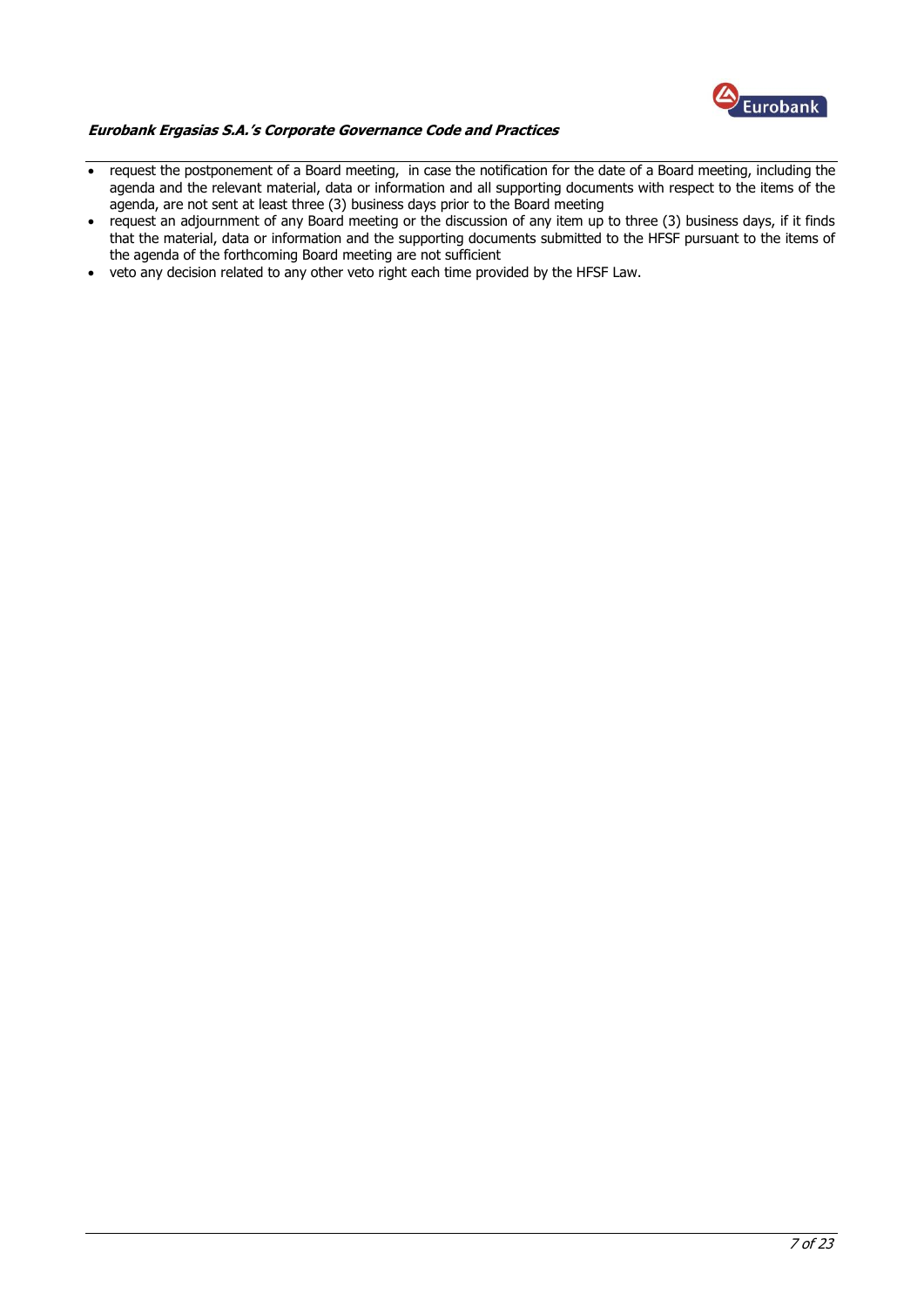- request the postponement of a Board meeting, in case the notification for the date of a Board meeting, including the agenda and the relevant material, data or information and all supporting documents with respect to the items of the agenda, are not sent at least three (3) business days prior to the Board meeting
- request an adjournment of any Board meeting or the discussion of any item up to three (3) business days, if it finds that the material, data or information and the supporting documents submitted to the HFSF pursuant to the items of the agenda of the forthcoming Board meeting are not sufficient
- veto any decision related to any other veto right each time provided by the HFSF Law.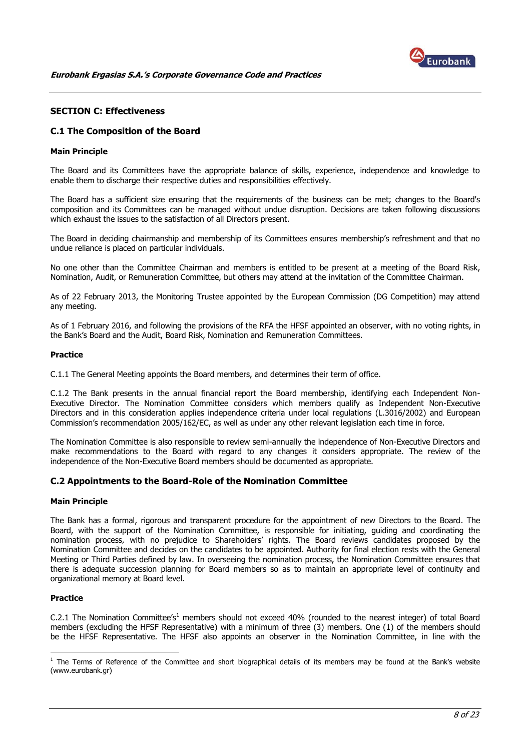## SECTION C: Effectiveness

### C.1 The Composition of the Board

#### Main Principle

The Board and its Committees have the appropriate balance of skills, experience, independence and knowledge to enable them to discharge their respective duties and responsibilities effectively.

The Board has a sufficient size ensuring that the requirements of the business can be met; changes to the Board's composition and its Committees can be managed without undue disruption. Decisions are taken following discussions which exhaust the issues to the satisfaction of all Directors present.

The Board in deciding chairmanship and membership of its Committees ensures membership's refreshment and that no undue reliance is placed on particular individuals.

No one other than the Committee Chairman and members is entitled to be present at a meeting of the Board Risk, Nomination, Audit, or Remuneration Committee, but others may attend at the invitation of the Committee Chairman.

As of 22 February 2013, the Monitoring Trustee appointed by the European Commission (DG Competition) may attend any meeting.

As of 1 February 2016, and following the provisions of the RFA the HFSF appointed an observer, with no voting rights, in the Bank's Board and the Audit, Board Risk, Nomination and Remuneration Committees.

#### Practice

C.1.1 The General Meeting appoints the Board members, and determines their term of office.

C.1.2 The Bank presents in the annual financial report the Board membership, identifying each Independent Non-Executive Director. The Nomination Committee considers which members qualify as Independent Non-Executive Directors and in this consideration applies independence criteria under local regulations (L.3016/2002) and European Commission's recommendation 2005/162/EC, as well as under any other relevant legislation each time in force.

The Nomination Committee is also responsible to review semi-annually the independence of Non-Executive Directors and make recommendations to the Board with regard to any changes it considers appropriate. The review of the independence of the Non-Executive Board members should be documented as appropriate.

### C.2 Appointments to the Board-Role of the Nomination Committee

#### Main Principle

The Bank has a formal, rigorous and transparent procedure for the appointment of new Directors to the Board. The Board, with the support of the Nomination Committee, is responsible for initiating, guiding and coordinating the nomination process, with no prejudice to Shareholders' rights. The Board reviews candidates proposed by the Nomination Committee and decides on the candidates to be appointed. Authority for final election rests with the General Meeting or Third Parties defined by law. In overseeing the nomination process, the Nomination Committee ensures that there is adequate succession planning for Board members so as to maintain an appropriate level of continuity and organizational memory at Board level.

#### Practice

C.2.1 The Nomination Committee's[1] members should not exceed 40% (rounded to the nearest integer) of total Board members (excluding the HFSF Representative) with a minimum of three (3) members. One (1) of the members should be the HFSF Representative. The HFSF also appoints an observer in the Nomination Committee, in line with the

---

[1] The Terms of Reference of the Committee and short biographical details of its members may be found at the Bank's website (www.eurobank.gr)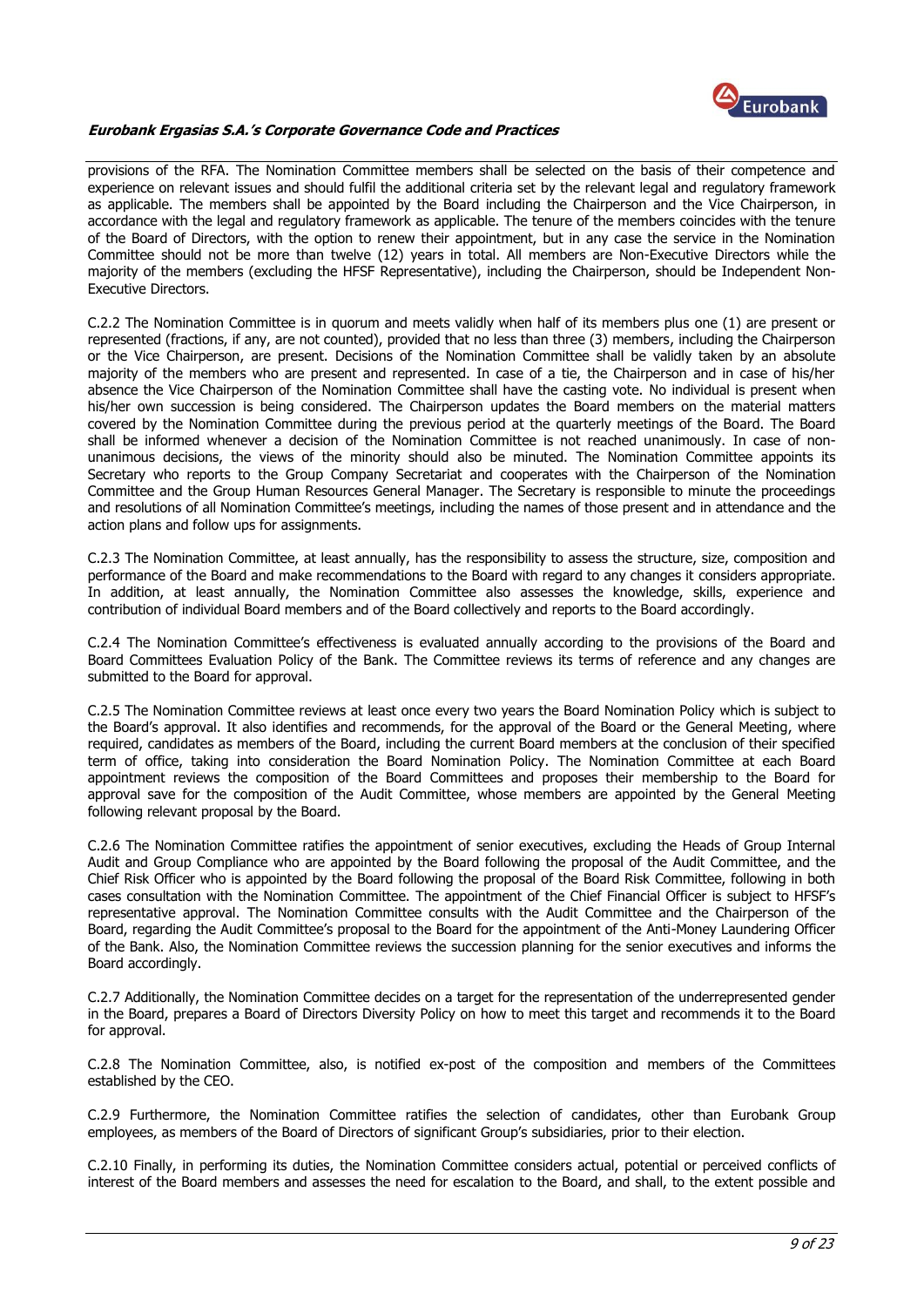provisions of the RFA. The Nomination Committee members shall be selected on the basis of their competence and experience on relevant issues and should fulfil the additional criteria set by the relevant legal and regulatory framework as applicable. The members shall be appointed by the Board including the Chairperson and the Vice Chairperson, in accordance with the legal and regulatory framework as applicable. The tenure of the members coincides with the tenure of the Board of Directors, with the option to renew their appointment, but in any case the service in the Nomination Committee should not be more than twelve (12) years in total. All members are Non-Executive Directors while the majority of the members (excluding the HFSF Representative), including the Chairperson, should be Independent Non-Executive Directors.

C.2.2 The Nomination Committee is in quorum and meets validly when half of its members plus one (1) are present or represented (fractions, if any, are not counted), provided that no less than three (3) members, including the Chairperson or the Vice Chairperson, are present. Decisions of the Nomination Committee shall be validly taken by an absolute majority of the members who are present and represented. In case of a tie, the Chairperson and in case of his/her absence the Vice Chairperson of the Nomination Committee shall have the casting vote. No individual is present when his/her own succession is being considered. The Chairperson updates the Board members on the material matters covered by the Nomination Committee during the previous period at the quarterly meetings of the Board. The Board shall be informed whenever a decision of the Nomination Committee is not reached unanimously. In case of non-unanimous decisions, the views of the minority should also be minuted. The Nomination Committee appoints its Secretary who reports to the Group Company Secretariat and cooperates with the Chairperson of the Nomination Committee and the Group Human Resources General Manager. The Secretary is responsible to minute the proceedings and resolutions of all Nomination Committee's meetings, including the names of those present and in attendance and the action plans and follow ups for assignments.

C.2.3 The Nomination Committee, at least annually, has the responsibility to assess the structure, size, composition and performance of the Board and make recommendations to the Board with regard to any changes it considers appropriate. In addition, at least annually, the Nomination Committee also assesses the knowledge, skills, experience and contribution of individual Board members and of the Board collectively and reports to the Board accordingly.

C.2.4 The Nomination Committee's effectiveness is evaluated annually according to the provisions of the Board and Board Committees Evaluation Policy of the Bank. The Committee reviews its terms of reference and any changes are submitted to the Board for approval.

C.2.5 The Nomination Committee reviews at least once every two years the Board Nomination Policy which is subject to the Board's approval. It also identifies and recommends, for the approval of the Board or the General Meeting, where required, candidates as members of the Board, including the current Board members at the conclusion of their specified term of office, taking into consideration the Board Nomination Policy. The Nomination Committee at each Board appointment reviews the composition of the Board Committees and proposes their membership to the Board for approval save for the composition of the Audit Committee, whose members are appointed by the General Meeting following relevant proposal by the Board.

C.2.6 The Nomination Committee ratifies the appointment of senior executives, excluding the Heads of Group Internal Audit and Group Compliance who are appointed by the Board following the proposal of the Audit Committee, and the Chief Risk Officer who is appointed by the Board following the proposal of the Board Risk Committee, following in both cases consultation with the Nomination Committee. The appointment of the Chief Financial Officer is subject to HFSF's representative approval. The Nomination Committee consults with the Audit Committee and the Chairperson of the Board, regarding the Audit Committee's proposal to the Board for the appointment of the Anti-Money Laundering Officer of the Bank. Also, the Nomination Committee reviews the succession planning for the senior executives and informs the Board accordingly.

C.2.7 Additionally, the Nomination Committee decides on a target for the representation of the underrepresented gender in the Board, prepares a Board of Directors Diversity Policy on how to meet this target and recommends it to the Board for approval.

C.2.8 The Nomination Committee, also, is notified ex-post of the composition and members of the Committees established by the CEO.

C.2.9 Furthermore, the Nomination Committee ratifies the selection of candidates, other than Eurobank Group employees, as members of the Board of Directors of significant Group's subsidiaries, prior to their election.

C.2.10 Finally, in performing its duties, the Nomination Committee considers actual, potential or perceived conflicts of interest of the Board members and assesses the need for escalation to the Board, and shall, to the extent possible and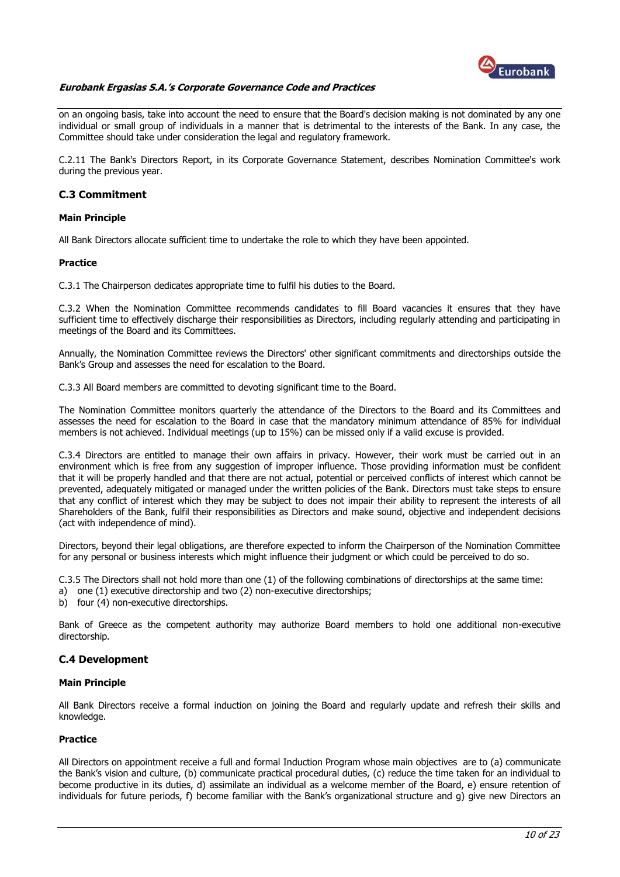on an ongoing basis, take into account the need to ensure that the Board's decision making is not dominated by any one individual or small group of individuals in a manner that is detrimental to the interests of the Bank. In any case, the Committee should take under consideration the legal and regulatory framework.

C.2.11 The Bank's Directors Report, in its Corporate Governance Statement, describes Nomination Committee's work during the previous year.

## C.3 Commitment

#### Main Principle

All Bank Directors allocate sufficient time to undertake the role to which they have been appointed.

#### Practice

C.3.1 The Chairperson dedicates appropriate time to fulfil his duties to the Board.

C.3.2 When the Nomination Committee recommends candidates to fill Board vacancies it ensures that they have sufficient time to effectively discharge their responsibilities as Directors, including regularly attending and participating in meetings of the Board and its Committees.

Annually, the Nomination Committee reviews the Directors' other significant commitments and directorships outside the Bank's Group and assesses the need for escalation to the Board.

C.3.3 All Board members are committed to devoting significant time to the Board.

The Nomination Committee monitors quarterly the attendance of the Directors to the Board and its Committees and assesses the need for escalation to the Board in case that the mandatory minimum attendance of 85% for individual members is not achieved. Individual meetings (up to 15%) can be missed only if a valid excuse is provided.

C.3.4 Directors are entitled to manage their own affairs in privacy. However, their work must be carried out in an environment which is free from any suggestion of improper influence. Those providing information must be confident that it will be properly handled and that there are not actual, potential or perceived conflicts of interest which cannot be prevented, adequately mitigated or managed under the written policies of the Bank. Directors must take steps to ensure that any conflict of interest which they may be subject to does not impair their ability to represent the interests of all Shareholders of the Bank, fulfil their responsibilities as Directors and make sound, objective and independent decisions (act with independence of mind).

Directors, beyond their legal obligations, are therefore expected to inform the Chairperson of the Nomination Committee for any personal or business interests which might influence their judgment or which could be perceived to do so.

C.3.5 The Directors shall not hold more than one (1) of the following combinations of directorships at the same time:

a) one (1) executive directorship and two (2) non-executive directorships;
b) four (4) non-executive directorships.

Bank of Greece as the competent authority may authorize Board members to hold one additional non-executive directorship.

## C.4 Development

#### Main Principle

All Bank Directors receive a formal induction on joining the Board and regularly update and refresh their skills and knowledge.

#### Practice

All Directors on appointment receive a full and formal Induction Program whose main objectives are to (a) communicate the Bank's vision and culture, (b) communicate practical procedural duties, (c) reduce the time taken for an individual to become productive in its duties, d) assimilate an individual as a welcome member of the Board, e) ensure retention of individuals for future periods, f) become familiar with the Bank's organizational structure and g) give new Directors an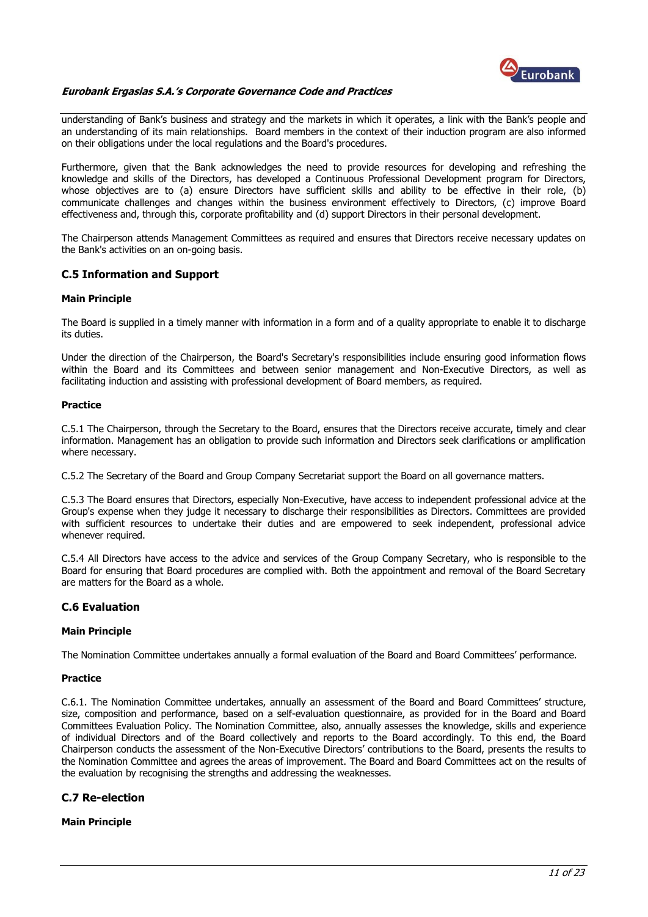understanding of Bank's business and strategy and the markets in which it operates, a link with the Bank's people and an understanding of its main relationships. Board members in the context of their induction program are also informed on their obligations under the local regulations and the Board's procedures.

Furthermore, given that the Bank acknowledges the need to provide resources for developing and refreshing the knowledge and skills of the Directors, has developed a Continuous Professional Development program for Directors, whose objectives are to (a) ensure Directors have sufficient skills and ability to be effective in their role, (b) communicate challenges and changes within the business environment effectively to Directors, (c) improve Board effectiveness and, through this, corporate profitability and (d) support Directors in their personal development.

The Chairperson attends Management Committees as required and ensures that Directors receive necessary updates on the Bank's activities on an on-going basis.

## C.5 Information and Support

#### Main Principle

The Board is supplied in a timely manner with information in a form and of a quality appropriate to enable it to discharge its duties.

Under the direction of the Chairperson, the Board's Secretary's responsibilities include ensuring good information flows within the Board and its Committees and between senior management and Non-Executive Directors, as well as facilitating induction and assisting with professional development of Board members, as required.

#### Practice

C.5.1 The Chairperson, through the Secretary to the Board, ensures that the Directors receive accurate, timely and clear information. Management has an obligation to provide such information and Directors seek clarifications or amplification where necessary.

C.5.2 The Secretary of the Board and Group Company Secretariat support the Board on all governance matters.

C.5.3 The Board ensures that Directors, especially Non-Executive, have access to independent professional advice at the Group's expense when they judge it necessary to discharge their responsibilities as Directors. Committees are provided with sufficient resources to undertake their duties and are empowered to seek independent, professional advice whenever required.

C.5.4 All Directors have access to the advice and services of the Group Company Secretary, who is responsible to the Board for ensuring that Board procedures are complied with. Both the appointment and removal of the Board Secretary are matters for the Board as a whole.

## C.6 Evaluation

#### Main Principle

The Nomination Committee undertakes annually a formal evaluation of the Board and Board Committees' performance.

#### Practice

C.6.1. The Nomination Committee undertakes, annually an assessment of the Board and Board Committees' structure, size, composition and performance, based on a self-evaluation questionnaire, as provided for in the Board and Board Committees Evaluation Policy. The Nomination Committee, also, annually assesses the knowledge, skills and experience of individual Directors and of the Board collectively and reports to the Board accordingly. To this end, the Board Chairperson conducts the assessment of the Non-Executive Directors' contributions to the Board, presents the results to the Nomination Committee and agrees the areas of improvement. The Board and Board Committees act on the results of the evaluation by recognising the strengths and addressing the weaknesses.

## C.7 Re-election

#### Main Principle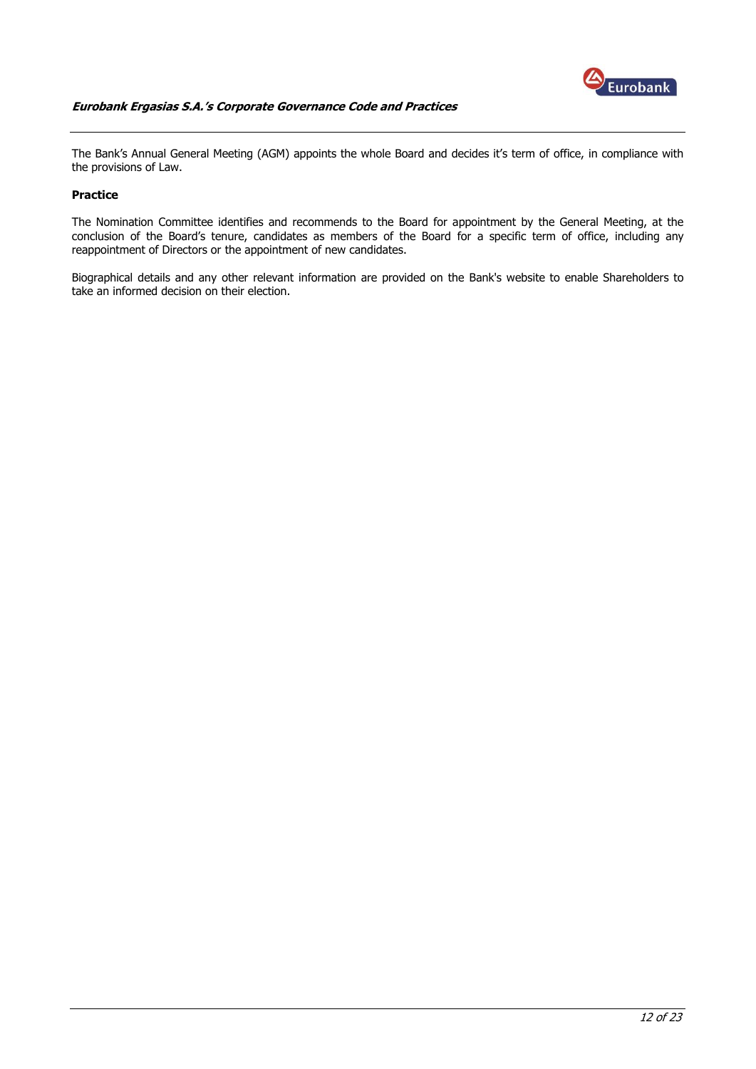The Bank's Annual General Meeting (AGM) appoints the whole Board and decides it's term of office, in compliance with the provisions of Law.

**Practice**

The Nomination Committee identifies and recommends to the Board for appointment by the General Meeting, at the conclusion of the Board's tenure, candidates as members of the Board for a specific term of office, including any reappointment of Directors or the appointment of new candidates.

Biographical details and any other relevant information are provided on the Bank's website to enable Shareholders to take an informed decision on their election.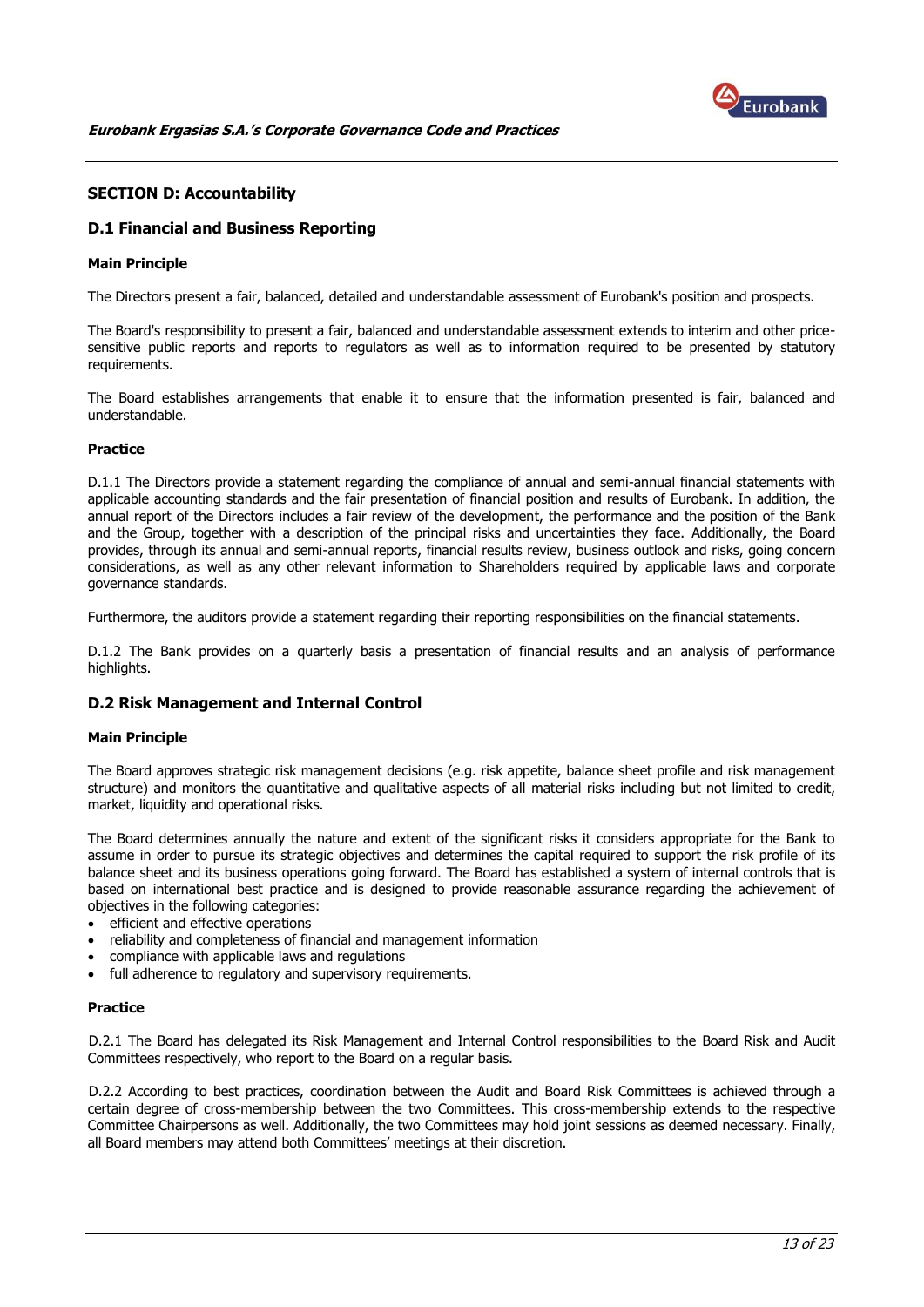## SECTION D: Accountability

### D.1 Financial and Business Reporting

#### Main Principle

The Directors present a fair, balanced, detailed and understandable assessment of Eurobank's position and prospects.

The Board's responsibility to present a fair, balanced and understandable assessment extends to interim and other price-sensitive public reports and reports to regulators as well as to information required to be presented by statutory requirements.

The Board establishes arrangements that enable it to ensure that the information presented is fair, balanced and understandable.

#### Practice

D.1.1 The Directors provide a statement regarding the compliance of annual and semi-annual financial statements with applicable accounting standards and the fair presentation of financial position and results of Eurobank. In addition, the annual report of the Directors includes a fair review of the development, the performance and the position of the Bank and the Group, together with a description of the principal risks and uncertainties they face. Additionally, the Board provides, through its annual and semi-annual reports, financial results review, business outlook and risks, going concern considerations, as well as any other relevant information to Shareholders required by applicable laws and corporate governance standards.

Furthermore, the auditors provide a statement regarding their reporting responsibilities on the financial statements.

D.1.2 The Bank provides on a quarterly basis a presentation of financial results and an analysis of performance highlights.

### D.2 Risk Management and Internal Control

#### Main Principle

The Board approves strategic risk management decisions (e.g. risk appetite, balance sheet profile and risk management structure) and monitors the quantitative and qualitative aspects of all material risks including but not limited to credit, market, liquidity and operational risks.

The Board determines annually the nature and extent of the significant risks it considers appropriate for the Bank to assume in order to pursue its strategic objectives and determines the capital required to support the risk profile of its balance sheet and its business operations going forward. The Board has established a system of internal controls that is based on international best practice and is designed to provide reasonable assurance regarding the achievement of objectives in the following categories:

- efficient and effective operations
- reliability and completeness of financial and management information
- compliance with applicable laws and regulations
- full adherence to regulatory and supervisory requirements.

#### Practice

D.2.1 The Board has delegated its Risk Management and Internal Control responsibilities to the Board Risk and Audit Committees respectively, who report to the Board on a regular basis.

D.2.2 According to best practices, coordination between the Audit and Board Risk Committees is achieved through a certain degree of cross-membership between the two Committees. This cross-membership extends to the respective Committee Chairpersons as well. Additionally, the two Committees may hold joint sessions as deemed necessary. Finally, all Board members may attend both Committees' meetings at their discretion.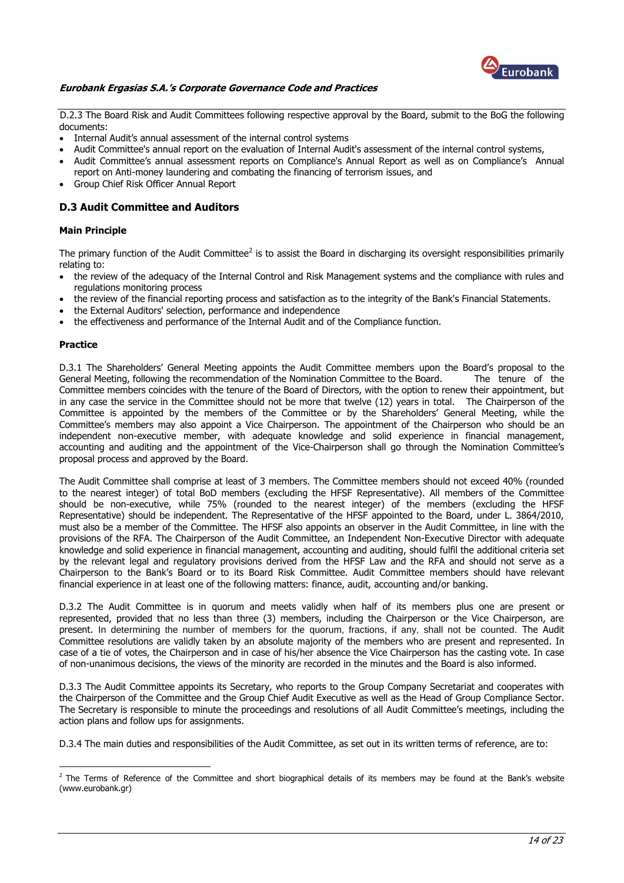D.2.3 The Board Risk and Audit Committees following respective approval by the Board, submit to the BoG the following documents:

- Internal Audit's annual assessment of the internal control systems
- Audit Committee's annual report on the evaluation of Internal Audit's assessment of the internal control systems,
- Audit Committee's annual assessment reports on Compliance's Annual Report as well as on Compliance's Annual report on Anti-money laundering and combating the financing of terrorism issues, and
- Group Chief Risk Officer Annual Report

## D.3 Audit Committee and Auditors

### Main Principle

The primary function of the Audit Committee[2] is to assist the Board in discharging its oversight responsibilities primarily relating to:

- the review of the adequacy of the Internal Control and Risk Management systems and the compliance with rules and regulations monitoring process
- the review of the financial reporting process and satisfaction as to the integrity of the Bank's Financial Statements.
- the External Auditors' selection, performance and independence
- the effectiveness and performance of the Internal Audit and of the Compliance function.

### Practice

D.3.1 The Shareholders' General Meeting appoints the Audit Committee members upon the Board's proposal to the General Meeting, following the recommendation of the Nomination Committee to the Board. The tenure of the Committee members coincides with the tenure of the Board of Directors, with the option to renew their appointment, but in any case the service in the Committee should not be more that twelve (12) years in total. The Chairperson of the Committee is appointed by the members of the Committee or by the Shareholders' General Meeting, while the Committee's members may also appoint a Vice Chairperson. The appointment of the Chairperson who should be an independent non-executive member, with adequate knowledge and solid experience in financial management, accounting and auditing and the appointment of the Vice-Chairperson shall go through the Nomination Committee's proposal process and approved by the Board.

The Audit Committee shall comprise at least of 3 members. The Committee members should not exceed 40% (rounded to the nearest integer) of total BoD members (excluding the HFSF Representative). All members of the Committee should be non-executive, while 75% (rounded to the nearest integer) of the members (excluding the HFSF Representative) should be independent. The Representative of the HFSF appointed to the Board, under L. 3864/2010, must also be a member of the Committee. The HFSF also appoints an observer in the Audit Committee, in line with the provisions of the RFA. The Chairperson of the Audit Committee, an Independent Non-Executive Director with adequate knowledge and solid experience in financial management, accounting and auditing, should fulfil the additional criteria set by the relevant legal and regulatory provisions derived from the HFSF Law and the RFA and should not serve as a Chairperson to the Bank's Board or to its Board Risk Committee. Audit Committee members should have relevant financial experience in at least one of the following matters: finance, audit, accounting and/or banking.

D.3.2 The Audit Committee is in quorum and meets validly when half of its members plus one are present or represented, provided that no less than three (3) members, including the Chairperson or the Vice Chairperson, are present. In determining the number of members for the quorum, fractions, if any, shall not be counted. The Audit Committee resolutions are validly taken by an absolute majority of the members who are present and represented. In case of a tie of votes, the Chairperson and in case of his/her absence the Vice Chairperson has the casting vote. In case of non-unanimous decisions, the views of the minority are recorded in the minutes and the Board is also informed.

D.3.3 The Audit Committee appoints its Secretary, who reports to the Group Company Secretariat and cooperates with the Chairperson of the Committee and the Group Chief Audit Executive as well as the Head of Group Compliance Sector. The Secretary is responsible to minute the proceedings and resolutions of all Audit Committee's meetings, including the action plans and follow ups for assignments.

D.3.4 The main duties and responsibilities of the Audit Committee, as set out in its written terms of reference, are to:

---

[2] The Terms of Reference of the Committee and short biographical details of its members may be found at the Bank's website (www.eurobank.gr)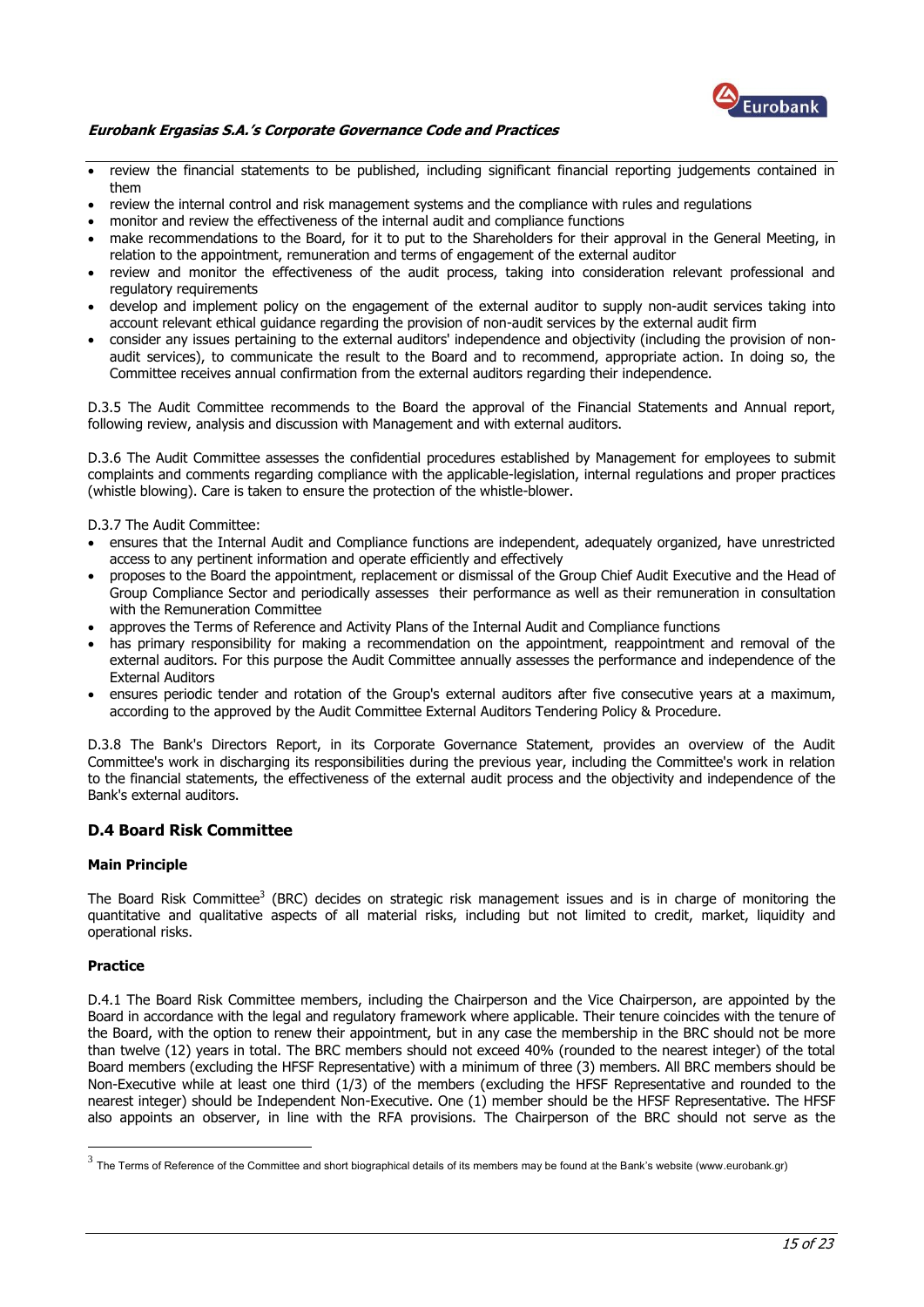- review the financial statements to be published, including significant financial reporting judgements contained in them
- review the internal control and risk management systems and the compliance with rules and regulations
- monitor and review the effectiveness of the internal audit and compliance functions
- make recommendations to the Board, for it to put to the Shareholders for their approval in the General Meeting, in relation to the appointment, remuneration and terms of engagement of the external auditor
- review and monitor the effectiveness of the audit process, taking into consideration relevant professional and regulatory requirements
- develop and implement policy on the engagement of the external auditor to supply non-audit services taking into account relevant ethical guidance regarding the provision of non-audit services by the external audit firm
- consider any issues pertaining to the external auditors' independence and objectivity (including the provision of non-audit services), to communicate the result to the Board and to recommend, appropriate action. In doing so, the Committee receives annual confirmation from the external auditors regarding their independence.

D.3.5 The Audit Committee recommends to the Board the approval of the Financial Statements and Annual report, following review, analysis and discussion with Management and with external auditors.

D.3.6 The Audit Committee assesses the confidential procedures established by Management for employees to submit complaints and comments regarding compliance with the applicable-legislation, internal regulations and proper practices (whistle blowing). Care is taken to ensure the protection of the whistle-blower.

D.3.7 The Audit Committee:

- ensures that the Internal Audit and Compliance functions are independent, adequately organized, have unrestricted access to any pertinent information and operate efficiently and effectively
- proposes to the Board the appointment, replacement or dismissal of the Group Chief Audit Executive and the Head of Group Compliance Sector and periodically assesses their performance as well as their remuneration in consultation with the Remuneration Committee
- approves the Terms of Reference and Activity Plans of the Internal Audit and Compliance functions
- has primary responsibility for making a recommendation on the appointment, reappointment and removal of the external auditors. For this purpose the Audit Committee annually assesses the performance and independence of the External Auditors
- ensures periodic tender and rotation of the Group's external auditors after five consecutive years at a maximum, according to the approved by the Audit Committee External Auditors Tendering Policy & Procedure.

D.3.8 The Bank's Directors Report, in its Corporate Governance Statement, provides an overview of the Audit Committee's work in discharging its responsibilities during the previous year, including the Committee's work in relation to the financial statements, the effectiveness of the external audit process and the objectivity and independence of the Bank's external auditors.

## D.4 Board Risk Committee

### Main Principle

The Board Risk Committee[3] (BRC) decides on strategic risk management issues and is in charge of monitoring the quantitative and qualitative aspects of all material risks, including but not limited to credit, market, liquidity and operational risks.

### Practice

D.4.1 The Board Risk Committee members, including the Chairperson and the Vice Chairperson, are appointed by the Board in accordance with the legal and regulatory framework where applicable. Their tenure coincides with the tenure of the Board, with the option to renew their appointment, but in any case the membership in the BRC should not be more than twelve (12) years in total. The BRC members should not exceed 40% (rounded to the nearest integer) of the total Board members (excluding the HFSF Representative) with a minimum of three (3) members. All BRC members should be Non-Executive while at least one third (1/3) of the members (excluding the HFSF Representative and rounded to the nearest integer) should be Independent Non-Executive. One (1) member should be the HFSF Representative. The HFSF also appoints an observer, in line with the RFA provisions. The Chairperson of the BRC should not serve as the

[3] The Terms of Reference of the Committee and short biographical details of its members may be found at the Bank's website (www.eurobank.gr)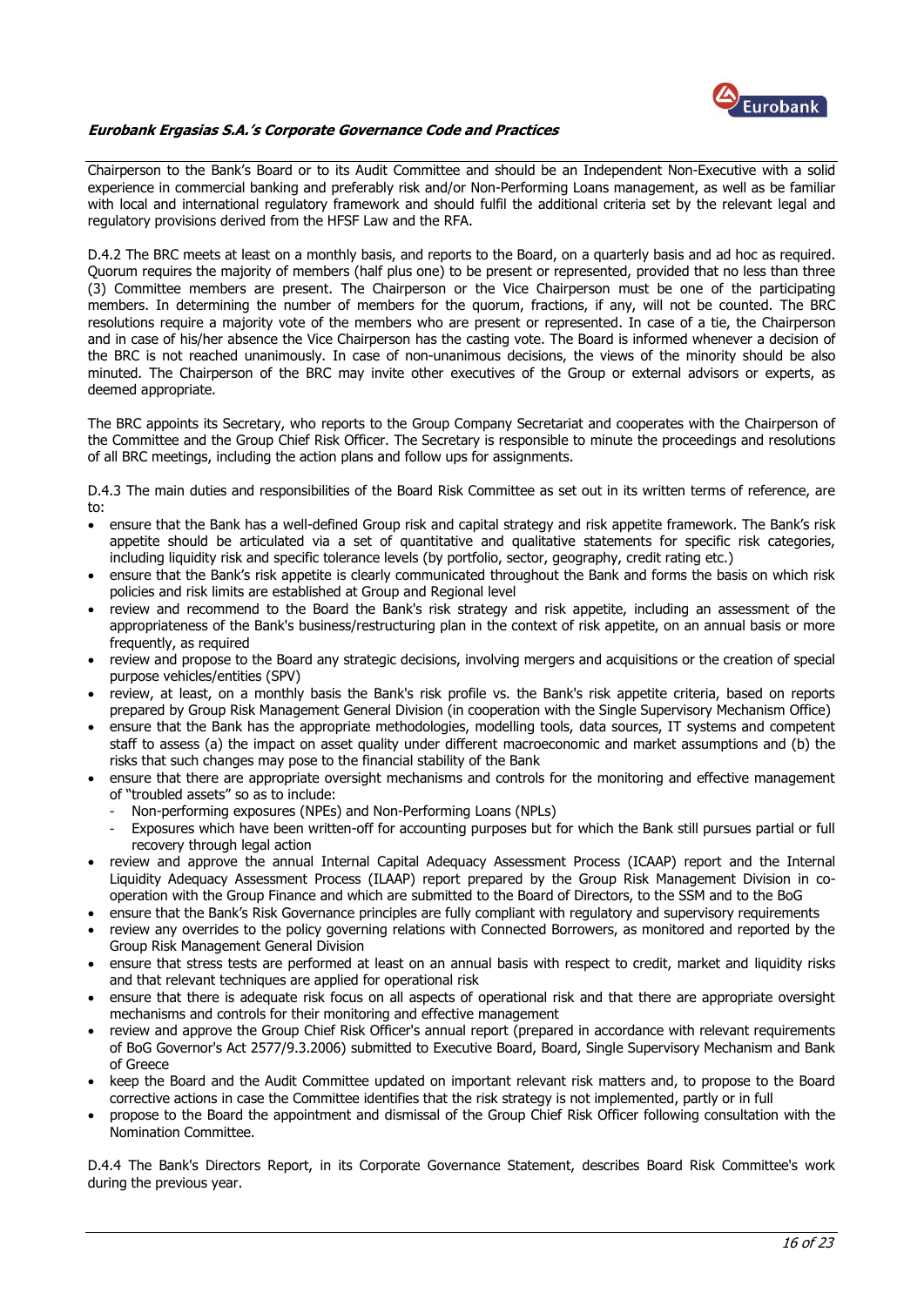Chairperson to the Bank's Board or to its Audit Committee and should be an Independent Non-Executive with a solid experience in commercial banking and preferably risk and/or Non-Performing Loans management, as well as be familiar with local and international regulatory framework and should fulfil the additional criteria set by the relevant legal and regulatory provisions derived from the HFSF Law and the RFA.

D.4.2 The BRC meets at least on a monthly basis, and reports to the Board, on a quarterly basis and ad hoc as required. Quorum requires the majority of members (half plus one) to be present or represented, provided that no less than three (3) Committee members are present. The Chairperson or the Vice Chairperson must be one of the participating members. In determining the number of members for the quorum, fractions, if any, will not be counted. The BRC resolutions require a majority vote of the members who are present or represented. In case of a tie, the Chairperson and in case of his/her absence the Vice Chairperson has the casting vote. The Board is informed whenever a decision of the BRC is not reached unanimously. In case of non-unanimous decisions, the views of the minority should be also minuted. The Chairperson of the BRC may invite other executives of the Group or external advisors or experts, as deemed appropriate.

The BRC appoints its Secretary, who reports to the Group Company Secretariat and cooperates with the Chairperson of the Committee and the Group Chief Risk Officer. The Secretary is responsible to minute the proceedings and resolutions of all BRC meetings, including the action plans and follow ups for assignments.

D.4.3 The main duties and responsibilities of the Board Risk Committee as set out in its written terms of reference, are to:

- ensure that the Bank has a well-defined Group risk and capital strategy and risk appetite framework. The Bank's risk appetite should be articulated via a set of quantitative and qualitative statements for specific risk categories, including liquidity risk and specific tolerance levels (by portfolio, sector, geography, credit rating etc.)
- ensure that the Bank's risk appetite is clearly communicated throughout the Bank and forms the basis on which risk policies and risk limits are established at Group and Regional level
- review and recommend to the Board the Bank's risk strategy and risk appetite, including an assessment of the appropriateness of the Bank's business/restructuring plan in the context of risk appetite, on an annual basis or more frequently, as required
- review and propose to the Board any strategic decisions, involving mergers and acquisitions or the creation of special purpose vehicles/entities (SPV)
- review, at least, on a monthly basis the Bank's risk profile vs. the Bank's risk appetite criteria, based on reports prepared by Group Risk Management General Division (in cooperation with the Single Supervisory Mechanism Office)
- ensure that the Bank has the appropriate methodologies, modelling tools, data sources, IT systems and competent staff to assess (a) the impact on asset quality under different macroeconomic and market assumptions and (b) the risks that such changes may pose to the financial stability of the Bank
- ensure that there are appropriate oversight mechanisms and controls for the monitoring and effective management of "troubled assets" so as to include:
  - Non-performing exposures (NPEs) and Non-Performing Loans (NPLs)
  - Exposures which have been written-off for accounting purposes but for which the Bank still pursues partial or full recovery through legal action
- review and approve the annual Internal Capital Adequacy Assessment Process (ICAAP) report and the Internal Liquidity Adequacy Assessment Process (ILAAP) report prepared by the Group Risk Management Division in co-operation with the Group Finance and which are submitted to the Board of Directors, to the SSM and to the BoG
- ensure that the Bank's Risk Governance principles are fully compliant with regulatory and supervisory requirements
- review any overrides to the policy governing relations with Connected Borrowers, as monitored and reported by the Group Risk Management General Division
- ensure that stress tests are performed at least on an annual basis with respect to credit, market and liquidity risks and that relevant techniques are applied for operational risk
- ensure that there is adequate risk focus on all aspects of operational risk and that there are appropriate oversight mechanisms and controls for their monitoring and effective management
- review and approve the Group Chief Risk Officer's annual report (prepared in accordance with relevant requirements of BoG Governor's Act 2577/9.3.2006) submitted to Executive Board, Board, Single Supervisory Mechanism and Bank of Greece
- keep the Board and the Audit Committee updated on important relevant risk matters and, to propose to the Board corrective actions in case the Committee identifies that the risk strategy is not implemented, partly or in full
- propose to the Board the appointment and dismissal of the Group Chief Risk Officer following consultation with the Nomination Committee.

D.4.4 The Bank's Directors Report, in its Corporate Governance Statement, describes Board Risk Committee's work during the previous year.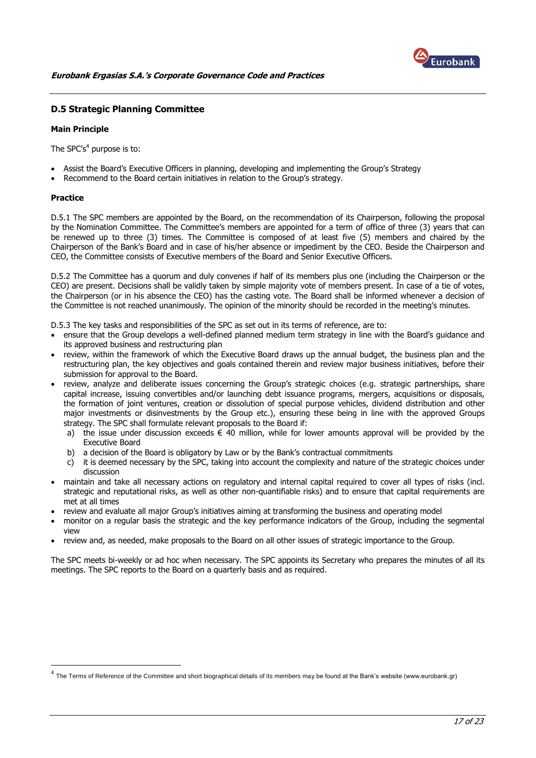## D.5 Strategic Planning Committee

**Main Principle**

The SPC's[4] purpose is to:

- Assist the Board's Executive Officers in planning, developing and implementing the Group's Strategy
- Recommend to the Board certain initiatives in relation to the Group's strategy.

**Practice**

D.5.1 The SPC members are appointed by the Board, on the recommendation of its Chairperson, following the proposal by the Nomination Committee. The Committee's members are appointed for a term of office of three (3) years that can be renewed up to three (3) times. The Committee is composed of at least five (5) members and chaired by the Chairperson of the Bank's Board and in case of his/her absence or impediment by the CEO. Beside the Chairperson and CEO, the Committee consists of Executive members of the Board and Senior Executive Officers.

D.5.2 The Committee has a quorum and duly convenes if half of its members plus one (including the Chairperson or the CEO) are present. Decisions shall be validly taken by simple majority vote of members present. In case of a tie of votes, the Chairperson (or in his absence the CEO) has the casting vote. The Board shall be informed whenever a decision of the Committee is not reached unanimously. The opinion of the minority should be recorded in the meeting's minutes.

D.5.3 The key tasks and responsibilities of the SPC as set out in its terms of reference, are to:

- ensure that the Group develops a well-defined planned medium term strategy in line with the Board's guidance and its approved business and restructuring plan
- review, within the framework of which the Executive Board draws up the annual budget, the business plan and the restructuring plan, the key objectives and goals contained therein and review major business initiatives, before their submission for approval to the Board.
- review, analyze and deliberate issues concerning the Group's strategic choices (e.g. strategic partnerships, share capital increase, issuing convertibles and/or launching debt issuance programs, mergers, acquisitions or disposals, the formation of joint ventures, creation or dissolution of special purpose vehicles, dividend distribution and other major investments or disinvestments by the Group etc.), ensuring these being in line with the approved Groups strategy. The SPC shall formulate relevant proposals to the Board if:
    a) the issue under discussion exceeds € 40 million, while for lower amounts approval will be provided by the Executive Board
    b) a decision of the Board is obligatory by Law or by the Bank's contractual commitments
    c) it is deemed necessary by the SPC, taking into account the complexity and nature of the strategic choices under discussion
- maintain and take all necessary actions on regulatory and internal capital required to cover all types of risks (incl. strategic and reputational risks, as well as other non-quantifiable risks) and to ensure that capital requirements are met at all times
- review and evaluate all major Group's initiatives aiming at transforming the business and operating model
- monitor on a regular basis the strategic and the key performance indicators of the Group, including the segmental view
- review and, as needed, make proposals to the Board on all other issues of strategic importance to the Group.

The SPC meets bi-weekly or ad hoc when necessary. The SPC appoints its Secretary who prepares the minutes of all its meetings. The SPC reports to the Board on a quarterly basis and as required.

[4] The Terms of Reference of the Committee and short biographical details of its members may be found at the Bank's website (www.eurobank.gr)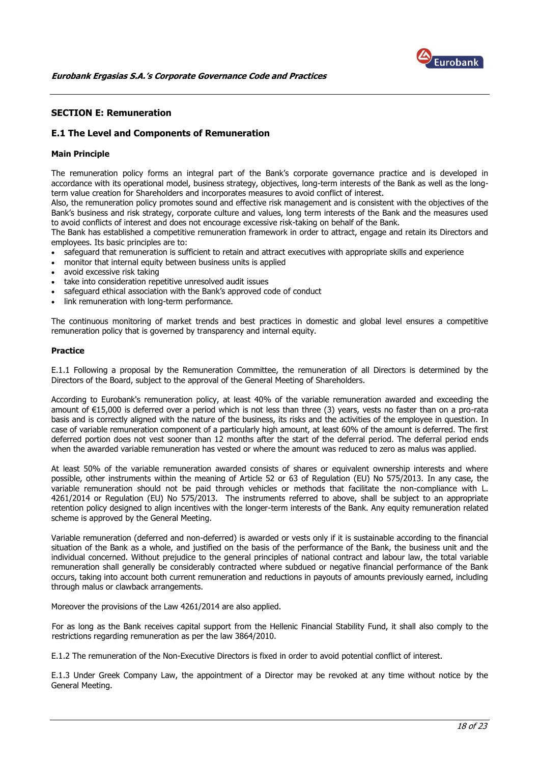## SECTION E: Remuneration

### E.1 The Level and Components of Remuneration

#### Main Principle

The remuneration policy forms an integral part of the Bank's corporate governance practice and is developed in accordance with its operational model, business strategy, objectives, long-term interests of the Bank as well as the long-term value creation for Shareholders and incorporates measures to avoid conflict of interest.
Also, the remuneration policy promotes sound and effective risk management and is consistent with the objectives of the Bank's business and risk strategy, corporate culture and values, long term interests of the Bank and the measures used to avoid conflicts of interest and does not encourage excessive risk-taking on behalf of the Bank.
The Bank has established a competitive remuneration framework in order to attract, engage and retain its Directors and employees. Its basic principles are to:

- safeguard that remuneration is sufficient to retain and attract executives with appropriate skills and experience
- monitor that internal equity between business units is applied
- avoid excessive risk taking
- take into consideration repetitive unresolved audit issues
- safeguard ethical association with the Bank's approved code of conduct
- link remuneration with long-term performance.

The continuous monitoring of market trends and best practices in domestic and global level ensures a competitive remuneration policy that is governed by transparency and internal equity.

#### Practice

E.1.1 Following a proposal by the Remuneration Committee, the remuneration of all Directors is determined by the Directors of the Board, subject to the approval of the General Meeting of Shareholders.

According to Eurobank's remuneration policy, at least 40% of the variable remuneration awarded and exceeding the amount of €15,000 is deferred over a period which is not less than three (3) years, vests no faster than on a pro-rata basis and is correctly aligned with the nature of the business, its risks and the activities of the employee in question. In case of variable remuneration component of a particularly high amount, at least 60% of the amount is deferred. The first deferred portion does not vest sooner than 12 months after the start of the deferral period. The deferral period ends when the awarded variable remuneration has vested or where the amount was reduced to zero as malus was applied.

At least 50% of the variable remuneration awarded consists of shares or equivalent ownership interests and where possible, other instruments within the meaning of Article 52 or 63 of Regulation (EU) No 575/2013. In any case, the variable remuneration should not be paid through vehicles or methods that facilitate the non-compliance with L. 4261/2014 or Regulation (EU) No 575/2013. The instruments referred to above, shall be subject to an appropriate retention policy designed to align incentives with the longer-term interests of the Bank. Any equity remuneration related scheme is approved by the General Meeting.

Variable remuneration (deferred and non-deferred) is awarded or vests only if it is sustainable according to the financial situation of the Bank as a whole, and justified on the basis of the performance of the Bank, the business unit and the individual concerned. Without prejudice to the general principles of national contract and labour law, the total variable remuneration shall generally be considerably contracted where subdued or negative financial performance of the Bank occurs, taking into account both current remuneration and reductions in payouts of amounts previously earned, including through malus or clawback arrangements.

Moreover the provisions of the Law 4261/2014 are also applied.

For as long as the Bank receives capital support from the Hellenic Financial Stability Fund, it shall also comply to the restrictions regarding remuneration as per the law 3864/2010.

E.1.2 The remuneration of the Non-Executive Directors is fixed in order to avoid potential conflict of interest.

E.1.3 Under Greek Company Law, the appointment of a Director may be revoked at any time without notice by the General Meeting.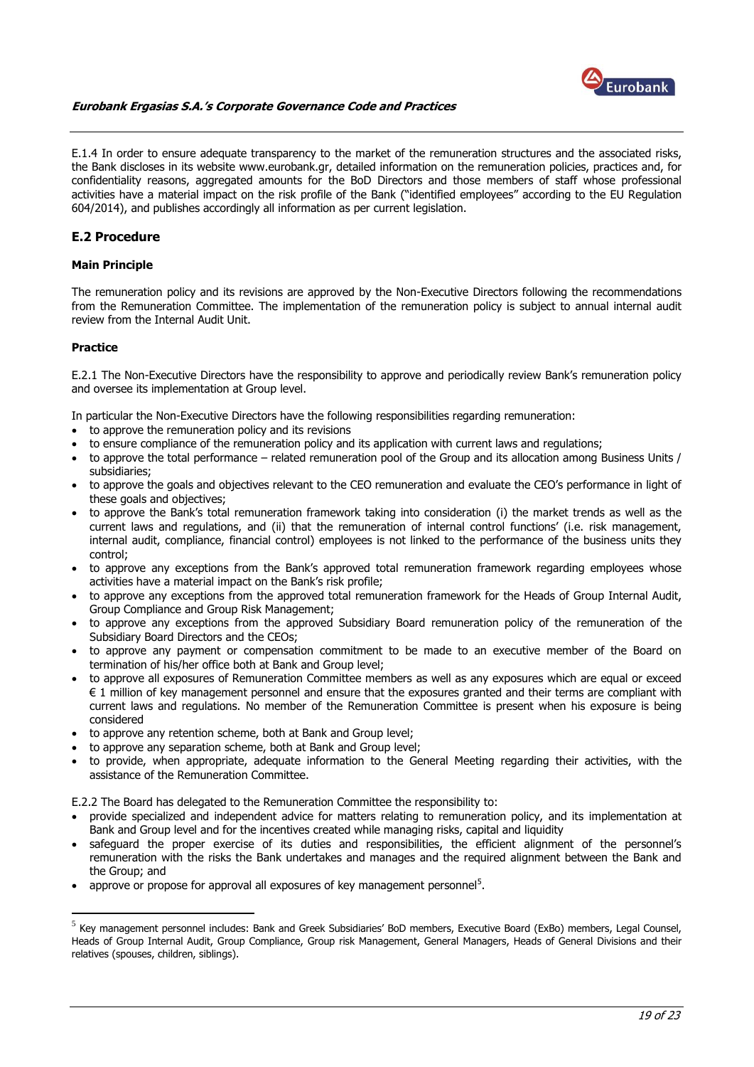E.1.4 In order to ensure adequate transparency to the market of the remuneration structures and the associated risks, the Bank discloses in its website www.eurobank.gr, detailed information on the remuneration policies, practices and, for confidentiality reasons, aggregated amounts for the BoD Directors and those members of staff whose professional activities have a material impact on the risk profile of the Bank ("identified employees" according to the EU Regulation 604/2014), and publishes accordingly all information as per current legislation.

## E.2 Procedure

### Main Principle

The remuneration policy and its revisions are approved by the Non-Executive Directors following the recommendations from the Remuneration Committee. The implementation of the remuneration policy is subject to annual internal audit review from the Internal Audit Unit.

### Practice

E.2.1 The Non-Executive Directors have the responsibility to approve and periodically review Bank's remuneration policy and oversee its implementation at Group level.

In particular the Non-Executive Directors have the following responsibilities regarding remuneration:

- to approve the remuneration policy and its revisions
- to ensure compliance of the remuneration policy and its application with current laws and regulations;
- to approve the total performance – related remuneration pool of the Group and its allocation among Business Units / subsidiaries;
- to approve the goals and objectives relevant to the CEO remuneration and evaluate the CEO's performance in light of these goals and objectives;
- to approve the Bank's total remuneration framework taking into consideration (i) the market trends as well as the current laws and regulations, and (ii) that the remuneration of internal control functions' (i.e. risk management, internal audit, compliance, financial control) employees is not linked to the performance of the business units they control;
- to approve any exceptions from the Bank's approved total remuneration framework regarding employees whose activities have a material impact on the Bank's risk profile;
- to approve any exceptions from the approved total remuneration framework for the Heads of Group Internal Audit, Group Compliance and Group Risk Management;
- to approve any exceptions from the approved Subsidiary Board remuneration policy of the remuneration of the Subsidiary Board Directors and the CEOs;
- to approve any payment or compensation commitment to be made to an executive member of the Board on termination of his/her office both at Bank and Group level;
- to approve all exposures of Remuneration Committee members as well as any exposures which are equal or exceed € 1 million of key management personnel and ensure that the exposures granted and their terms are compliant with current laws and regulations. No member of the Remuneration Committee is present when his exposure is being considered
- to approve any retention scheme, both at Bank and Group level;
- to approve any separation scheme, both at Bank and Group level;
- to provide, when appropriate, adequate information to the General Meeting regarding their activities, with the assistance of the Remuneration Committee.

E.2.2 The Board has delegated to the Remuneration Committee the responsibility to:

- provide specialized and independent advice for matters relating to remuneration policy, and its implementation at Bank and Group level and for the incentives created while managing risks, capital and liquidity
- safeguard the proper exercise of its duties and responsibilities, the efficient alignment of the personnel's remuneration with the risks the Bank undertakes and manages and the required alignment between the Bank and the Group; and
- approve or propose for approval all exposures of key management personnel[5].

[5] Key management personnel includes: Bank and Greek Subsidiaries' BoD members, Executive Board (ExBo) members, Legal Counsel, Heads of Group Internal Audit, Group Compliance, Group risk Management, General Managers, Heads of General Divisions and their relatives (spouses, children, siblings).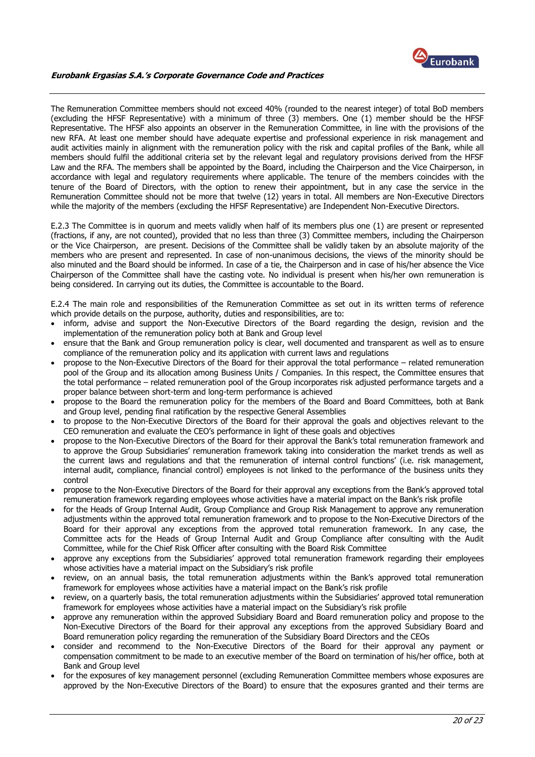The Remuneration Committee members should not exceed 40% (rounded to the nearest integer) of total BoD members (excluding the HFSF Representative) with a minimum of three (3) members. One (1) member should be the HFSF Representative. The HFSF also appoints an observer in the Remuneration Committee, in line with the provisions of the new RFA. At least one member should have adequate expertise and professional experience in risk management and audit activities mainly in alignment with the remuneration policy with the risk and capital profiles of the Bank, while all members should fulfil the additional criteria set by the relevant legal and regulatory provisions derived from the HFSF Law and the RFA. The members shall be appointed by the Board, including the Chairperson and the Vice Chairperson, in accordance with legal and regulatory requirements where applicable. The tenure of the members coincides with the tenure of the Board of Directors, with the option to renew their appointment, but in any case the service in the Remuneration Committee should not be more that twelve (12) years in total. All members are Non-Executive Directors while the majority of the members (excluding the HFSF Representative) are Independent Non-Executive Directors.

E.2.3 The Committee is in quorum and meets validly when half of its members plus one (1) are present or represented (fractions, if any, are not counted), provided that no less than three (3) Committee members, including the Chairperson or the Vice Chairperson, are present. Decisions of the Committee shall be validly taken by an absolute majority of the members who are present and represented. In case of non-unanimous decisions, the views of the minority should be also minuted and the Board should be informed. In case of a tie, the Chairperson and in case of his/her absence the Vice Chairperson of the Committee shall have the casting vote. No individual is present when his/her own remuneration is being considered. In carrying out its duties, the Committee is accountable to the Board.

E.2.4 The main role and responsibilities of the Remuneration Committee as set out in its written terms of reference which provide details on the purpose, authority, duties and responsibilities, are to:

- inform, advise and support the Non-Executive Directors of the Board regarding the design, revision and the implementation of the remuneration policy both at Bank and Group level
- ensure that the Bank and Group remuneration policy is clear, well documented and transparent as well as to ensure compliance of the remuneration policy and its application with current laws and regulations
- propose to the Non-Executive Directors of the Board for their approval the total performance – related remuneration pool of the Group and its allocation among Business Units / Companies. In this respect, the Committee ensures that the total performance – related remuneration pool of the Group incorporates risk adjusted performance targets and a proper balance between short-term and long-term performance is achieved
- propose to the Board the remuneration policy for the members of the Board and Board Committees, both at Bank and Group level, pending final ratification by the respective General Assemblies
- to propose to the Non-Executive Directors of the Board for their approval the goals and objectives relevant to the CEO remuneration and evaluate the CEO's performance in light of these goals and objectives
- propose to the Non-Executive Directors of the Board for their approval the Bank's total remuneration framework and to approve the Group Subsidiaries' remuneration framework taking into consideration the market trends as well as the current laws and regulations and that the remuneration of internal control functions' (i.e. risk management, internal audit, compliance, financial control) employees is not linked to the performance of the business units they control
- propose to the Non-Executive Directors of the Board for their approval any exceptions from the Bank's approved total remuneration framework regarding employees whose activities have a material impact on the Bank's risk profile
- for the Heads of Group Internal Audit, Group Compliance and Group Risk Management to approve any remuneration adjustments within the approved total remuneration framework and to propose to the Non-Executive Directors of the Board for their approval any exceptions from the approved total remuneration framework. In any case, the Committee acts for the Heads of Group Internal Audit and Group Compliance after consulting with the Audit Committee, while for the Chief Risk Officer after consulting with the Board Risk Committee
- approve any exceptions from the Subsidiaries' approved total remuneration framework regarding their employees whose activities have a material impact on the Subsidiary's risk profile
- review, on an annual basis, the total remuneration adjustments within the Bank's approved total remuneration framework for employees whose activities have a material impact on the Bank's risk profile
- review, on a quarterly basis, the total remuneration adjustments within the Subsidiaries' approved total remuneration framework for employees whose activities have a material impact on the Subsidiary's risk profile
- approve any remuneration within the approved Subsidiary Board and Board remuneration policy and propose to the Non-Executive Directors of the Board for their approval any exceptions from the approved Subsidiary Board and Board remuneration policy regarding the remuneration of the Subsidiary Board Directors and the CEOs
- consider and recommend to the Non-Executive Directors of the Board for their approval any payment or compensation commitment to be made to an executive member of the Board on termination of his/her office, both at Bank and Group level
- for the exposures of key management personnel (excluding Remuneration Committee members whose exposures are approved by the Non-Executive Directors of the Board) to ensure that the exposures granted and their terms are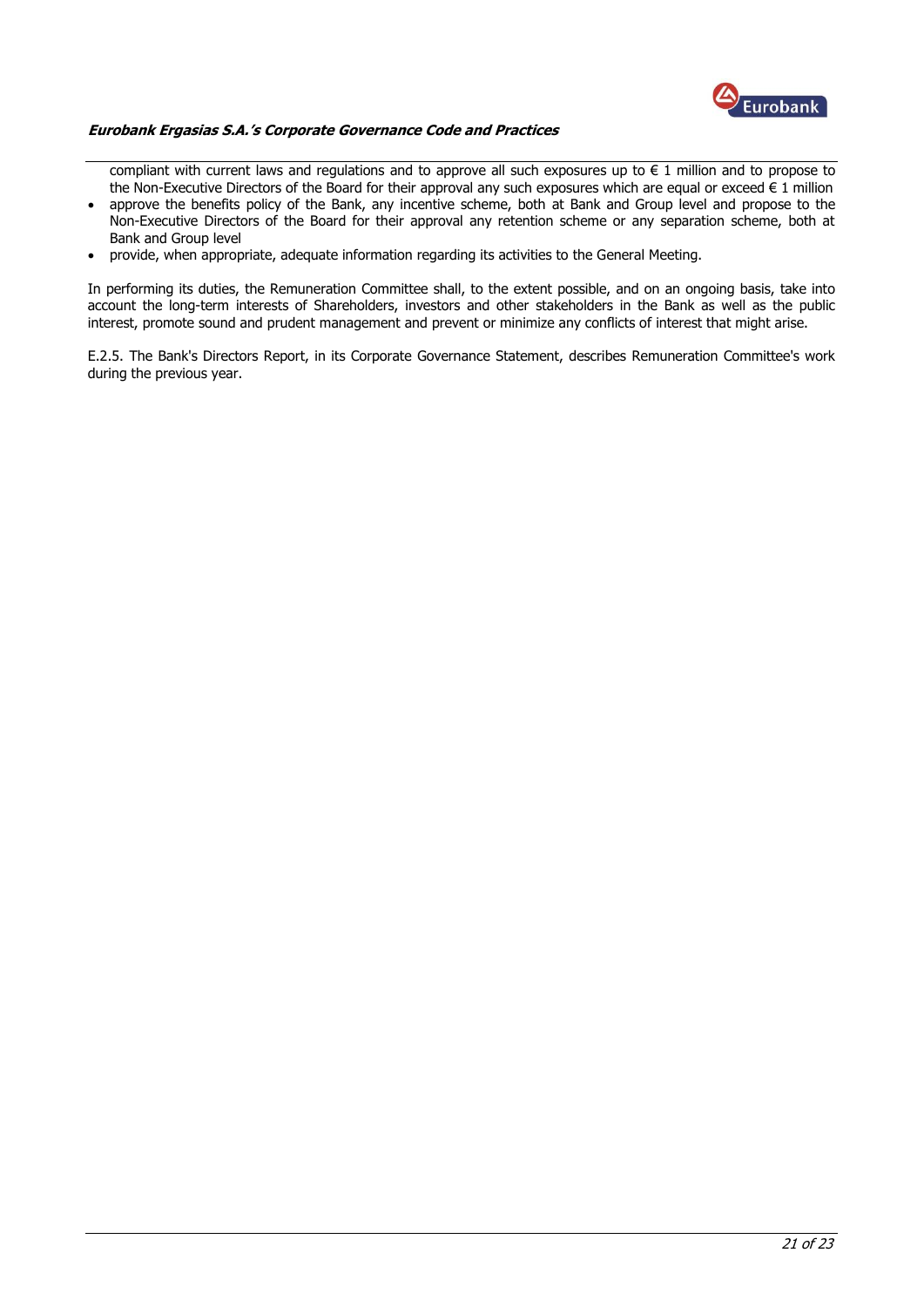compliant with current laws and regulations and to approve all such exposures up to € 1 million and to propose to the Non-Executive Directors of the Board for their approval any such exposures which are equal or exceed € 1 million

- approve the benefits policy of the Bank, any incentive scheme, both at Bank and Group level and propose to the Non-Executive Directors of the Board for their approval any retention scheme or any separation scheme, both at Bank and Group level
- provide, when appropriate, adequate information regarding its activities to the General Meeting.

In performing its duties, the Remuneration Committee shall, to the extent possible, and on an ongoing basis, take into account the long-term interests of Shareholders, investors and other stakeholders in the Bank as well as the public interest, promote sound and prudent management and prevent or minimize any conflicts of interest that might arise.

E.2.5. The Bank's Directors Report, in its Corporate Governance Statement, describes Remuneration Committee's work during the previous year.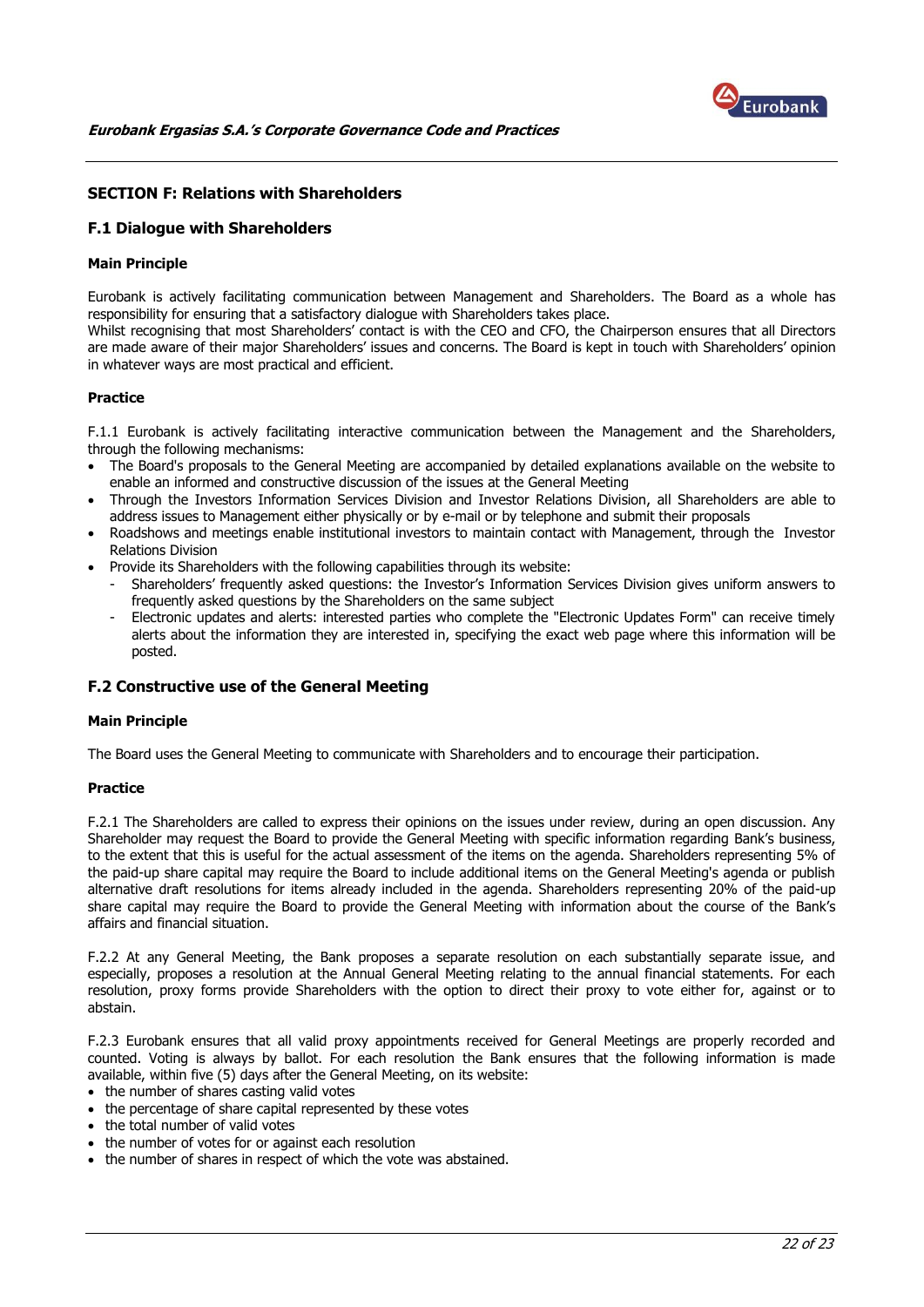## SECTION F: Relations with Shareholders

### F.1 Dialogue with Shareholders

**Main Principle**

Eurobank is actively facilitating communication between Management and Shareholders. The Board as a whole has responsibility for ensuring that a satisfactory dialogue with Shareholders takes place.
Whilst recognising that most Shareholders' contact is with the CEO and CFO, the Chairperson ensures that all Directors are made aware of their major Shareholders' issues and concerns. The Board is kept in touch with Shareholders' opinion in whatever ways are most practical and efficient.

**Practice**

F.1.1 Eurobank is actively facilitating interactive communication between the Management and the Shareholders, through the following mechanisms:

- The Board's proposals to the General Meeting are accompanied by detailed explanations available on the website to enable an informed and constructive discussion of the issues at the General Meeting
- Through the Investors Information Services Division and Investor Relations Division, all Shareholders are able to address issues to Management either physically or by e-mail or by telephone and submit their proposals
- Roadshows and meetings enable institutional investors to maintain contact with Management, through the Investor Relations Division
- Provide its Shareholders with the following capabilities through its website:
  - Shareholders' frequently asked questions: the Investor's Information Services Division gives uniform answers to frequently asked questions by the Shareholders on the same subject
  - Electronic updates and alerts: interested parties who complete the "Electronic Updates Form" can receive timely alerts about the information they are interested in, specifying the exact web page where this information will be posted.

### F.2 Constructive use of the General Meeting

**Main Principle**

The Board uses the General Meeting to communicate with Shareholders and to encourage their participation.

**Practice**

F.2.1 The Shareholders are called to express their opinions on the issues under review, during an open discussion. Any Shareholder may request the Board to provide the General Meeting with specific information regarding Bank's business, to the extent that this is useful for the actual assessment of the items on the agenda. Shareholders representing 5% of the paid-up share capital may require the Board to include additional items on the General Meeting's agenda or publish alternative draft resolutions for items already included in the agenda. Shareholders representing 20% of the paid-up share capital may require the Board to provide the General Meeting with information about the course of the Bank's affairs and financial situation.

F.2.2 At any General Meeting, the Bank proposes a separate resolution on each substantially separate issue, and especially, proposes a resolution at the Annual General Meeting relating to the annual financial statements. For each resolution, proxy forms provide Shareholders with the option to direct their proxy to vote either for, against or to abstain.

F.2.3 Eurobank ensures that all valid proxy appointments received for General Meetings are properly recorded and counted. Voting is always by ballot. For each resolution the Bank ensures that the following information is made available, within five (5) days after the General Meeting, on its website:

- the number of shares casting valid votes
- the percentage of share capital represented by these votes
- the total number of valid votes
- the number of votes for or against each resolution
- the number of shares in respect of which the vote was abstained.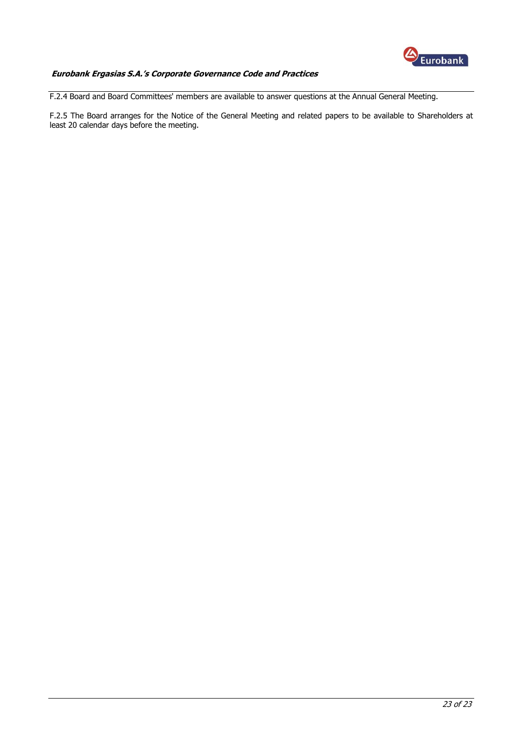F.2.4 Board and Board Committees' members are available to answer questions at the Annual General Meeting.

F.2.5 The Board arranges for the Notice of the General Meeting and related papers to be available to Shareholders at least 20 calendar days before the meeting.